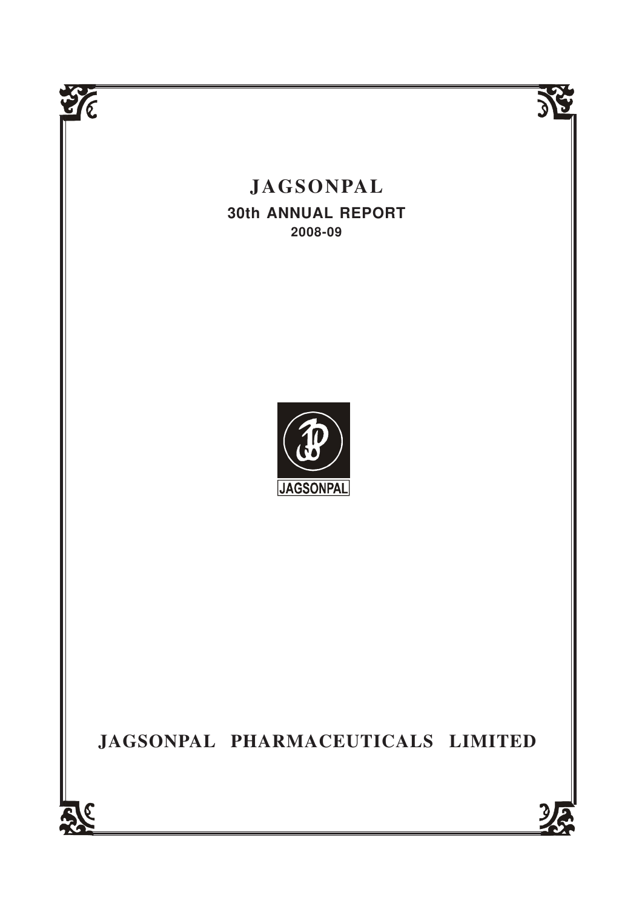# JAGSONPAL

## 30th ANNUAL REPORT

### 2008-09

JAGSONPAL

# JAGSONPAL PHARMACEUTICALS LIMITED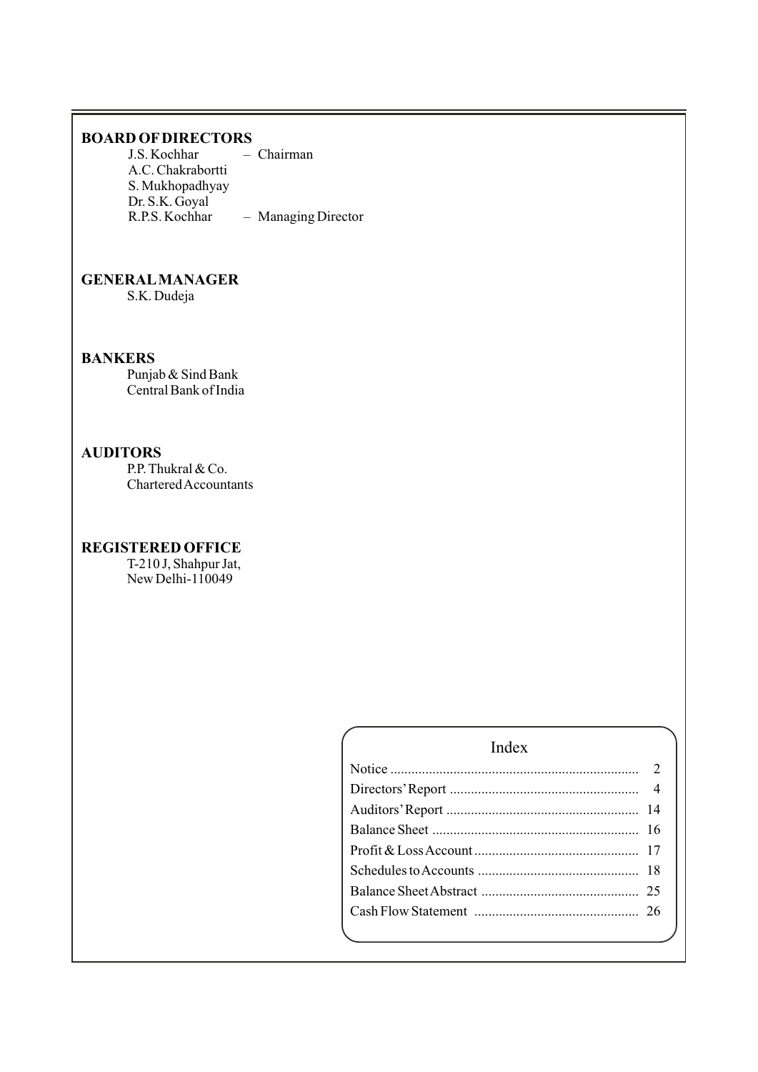## BOARD OF DIRECTORS

J.S. Kochhar – Chairman
A.C. Chakrabortti
S. Mukhopadhyay
Dr. S.K. Goyal
R.P.S. Kochhar – Managing Director

## GENERAL MANAGER

S.K. Dudeja

## BANKERS

Punjab & Sind Bank
Central Bank of India

## AUDITORS

P.P. Thukral & Co.
Chartered Accountants

## REGISTERED OFFICE

T-210 J, Shahpur Jat,
New Delhi-110049

## Index

| | |
|---|---|
| Notice | 2 |
| Directors' Report | 4 |
| Auditors' Report | 14 |
| Balance Sheet | 16 |
| Profit & Loss Account | 17 |
| Schedules to Accounts | 18 |
| Balance Sheet Abstract | 25 |
| Cash Flow Statement | 26 |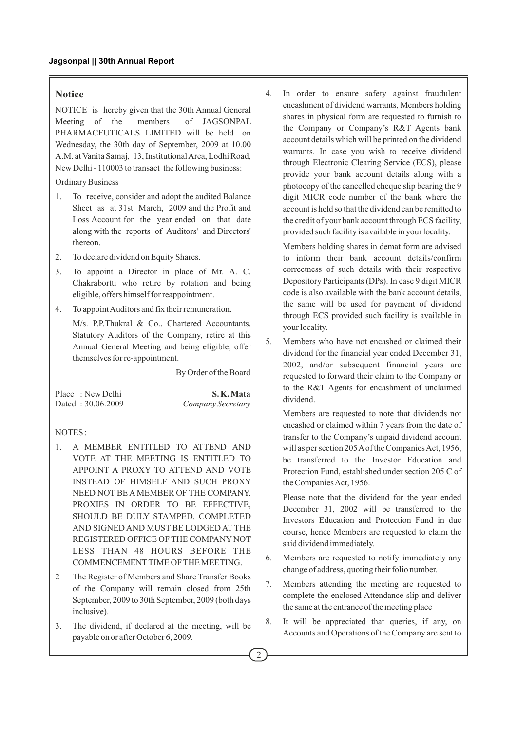## Notice

NOTICE is hereby given that the 30th Annual General Meeting of the members of JAGSONPAL PHARMACEUTICALS LIMITED will be held on Wednesday, the 30th day of September, 2009 at 10.00 A.M. at Vanita Samaj, 13, Institutional Area, Lodhi Road, New Delhi - 110003 to transact the following business:

Ordinary Business

1. To receive, consider and adopt the audited Balance Sheet as at 31st March, 2009 and the Profit and Loss Account for the year ended on that date along with the reports of Auditors' and Directors' thereon.
2. To declare dividend on Equity Shares.
3. To appoint a Director in place of Mr. A. C. Chakrabortti who retire by rotation and being eligible, offers himself for reappointment.
4. To appoint Auditors and fix their remuneration.

   M/s. P.P.Thukral & Co., Chartered Accountants, Statutory Auditors of the Company, retire at this Annual General Meeting and being eligible, offer themselves for re-appointment.

By Order of the Board

Place : New Delhi
Dated : 30.06.2009

**S. K. Mata**
*Company Secretary*

NOTES :

1. A MEMBER ENTITLED TO ATTEND AND VOTE AT THE MEETING IS ENTITLED TO APPOINT A PROXY TO ATTEND AND VOTE INSTEAD OF HIMSELF AND SUCH PROXY NEED NOT BE A MEMBER OF THE COMPANY. PROXIES IN ORDER TO BE EFFECTIVE, SHOULD BE DULY STAMPED, COMPLETED AND SIGNED AND MUST BE LODGED AT THE REGISTERED OFFICE OF THE COMPANY NOT LESS THAN 48 HOURS BEFORE THE COMMENCEMENT TIME OF THE MEETING.
2. The Register of Members and Share Transfer Books of the Company will remain closed from 25th September, 2009 to 30th September, 2009 (both days inclusive).
3. The dividend, if declared at the meeting, will be payable on or after October 6, 2009.
4. In order to ensure safety against fraudulent encashment of dividend warrants, Members holding shares in physical form are requested to furnish to the Company or Company's R&T Agents bank account details which will be printed on the dividend warrants. In case you wish to receive dividend through Electronic Clearing Service (ECS), please provide your bank account details along with a photocopy of the cancelled cheque slip bearing the 9 digit MICR code number of the bank where the account is held so that the dividend can be remitted to the credit of your bank account through ECS facility, provided such facility is available in your locality.

   Members holding shares in demat form are advised to inform their bank account details/confirm correctness of such details with their respective Depository Participants (DPs). In case 9 digit MICR code is also available with the bank account details, the same will be used for payment of dividend through ECS provided such facility is available in your locality.
5. Members who have not encashed or claimed their dividend for the financial year ended December 31, 2002, and/or subsequent financial years are requested to forward their claim to the Company or to the R&T Agents for encashment of unclaimed dividend.

   Members are requested to note that dividends not encashed or claimed within 7 years from the date of transfer to the Company's unpaid dividend account will as per section 205 A of the Companies Act, 1956, be transferred to the Investor Education and Protection Fund, established under section 205 C of the Companies Act, 1956.

   Please note that the dividend for the year ended December 31, 2002 will be transferred to the Investors Education and Protection Fund in due course, hence Members are requested to claim the said dividend immediately.
6. Members are requested to notify immediately any change of address, quoting their folio number.
7. Members attending the meeting are requested to complete the enclosed Attendance slip and deliver the same at the entrance of the meeting place
8. It will be appreciated that queries, if any, on Accounts and Operations of the Company are sent to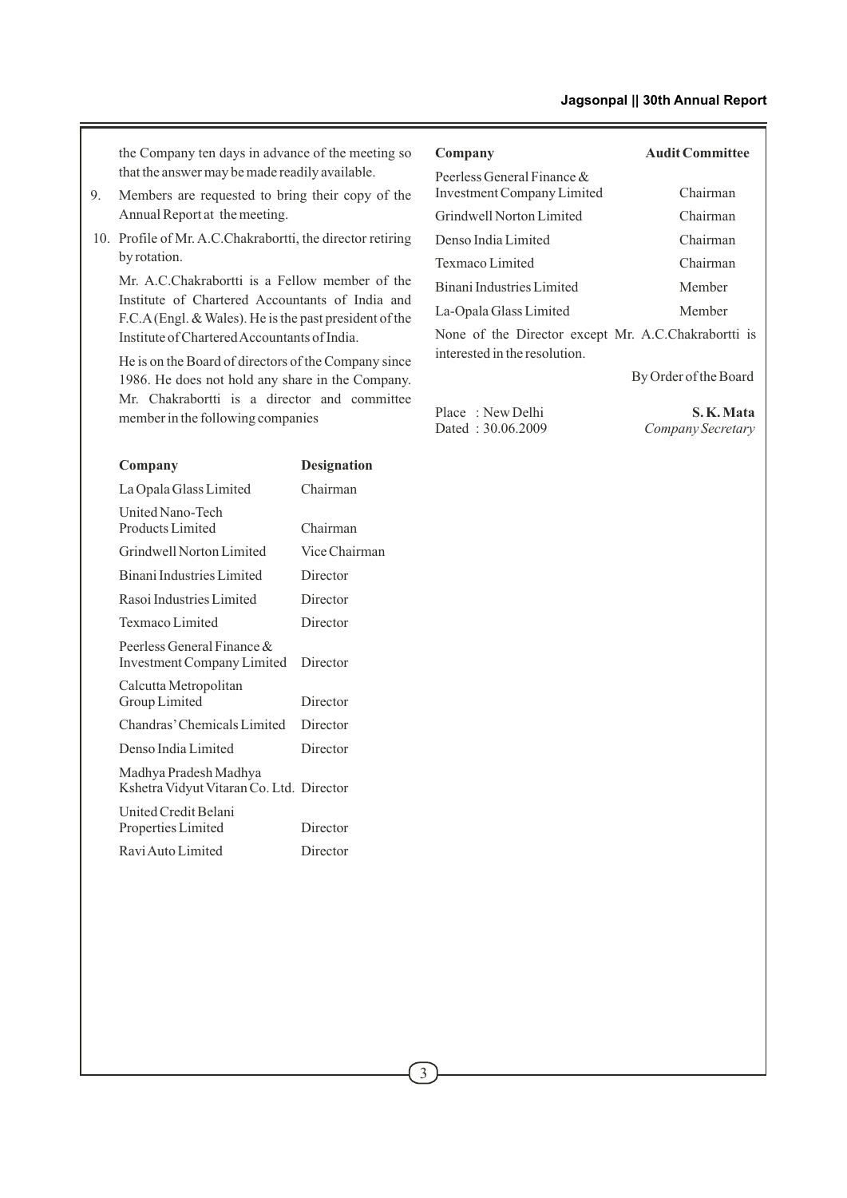the Company ten days in advance of the meeting so that the answer may be made readily available.

9. Members are requested to bring their copy of the Annual Report at the meeting.

10. Profile of Mr. A.C.Chakrabortti, the director retiring by rotation.

Mr. A.C.Chakrabortti is a Fellow member of the Institute of Chartered Accountants of India and F.C.A (Engl. & Wales). He is the past president of the Institute of Chartered Accountants of India.

He is on the Board of directors of the Company since 1986. He does not hold any share in the Company. Mr. Chakrabortti is a director and committee member in the following companies

| **Company** | **Designation** |
|---|---|
| La Opala Glass Limited | Chairman |
| United Nano-Tech Products Limited | Chairman |
| Grindwell Norton Limited | Vice Chairman |
| Binani Industries Limited | Director |
| Rasoi Industries Limited | Director |
| Texmaco Limited | Director |
| Peerless General Finance & Investment Company Limited | Director |
| Calcutta Metropolitan Group Limited | Director |
| Chandras' Chemicals Limited | Director |
| Denso India Limited | Director |
| Madhya Pradesh Madhya Kshetra Vidyut Vitaran Co. Ltd. | Director |
| United Credit Belani Properties Limited | Director |
| Ravi Auto Limited | Director |

| **Company** | **Audit Committee** |
|---|---|
| Peerless General Finance & Investment Company Limited | Chairman |
| Grindwell Norton Limited | Chairman |
| Denso India Limited | Chairman |
| Texmaco Limited | Chairman |
| Binani Industries Limited | Member |
| La-Opala Glass Limited | Member |

None of the Director except Mr. A.C.Chakrabortti is interested in the resolution.

By Order of the Board

Place : New Delhi
Dated : 30.06.2009

**S. K. Mata**
*Company Secretary*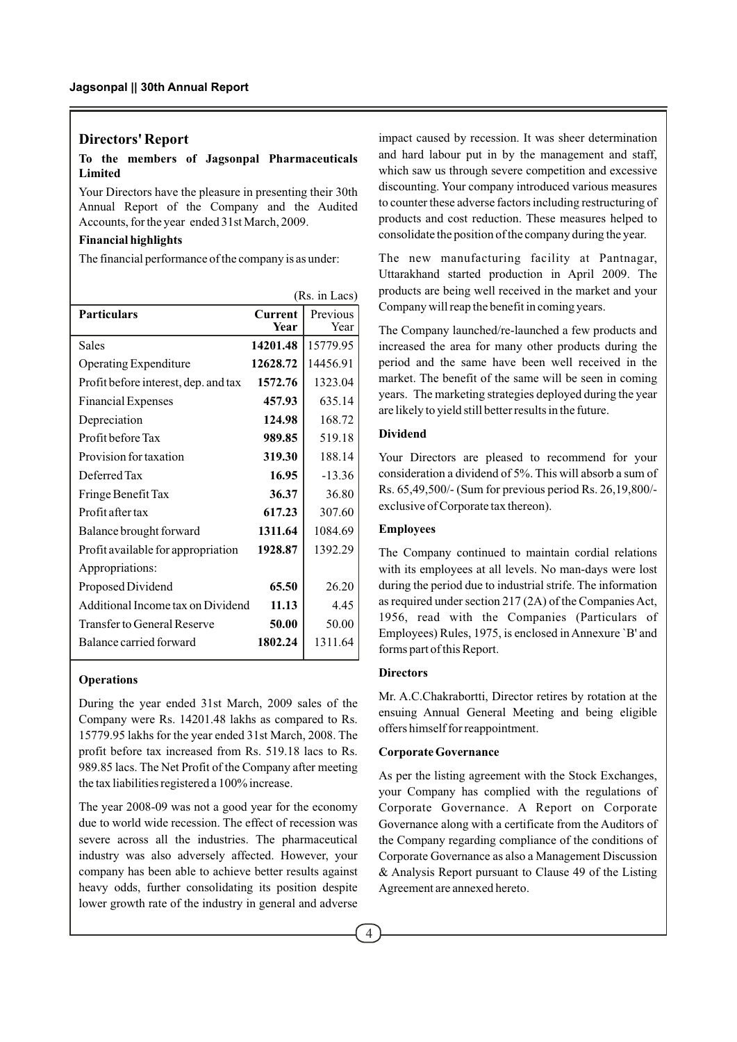## Directors' Report

**To the members of Jagsonpal Pharmaceuticals Limited**

Your Directors have the pleasure in presenting their 30th Annual Report of the Company and the Audited Accounts, for the year ended 31st March, 2009.

### Financial highlights

The financial performance of the company is as under:

(Rs. in Lacs)

| Particulars | Current Year | Previous Year |
|---|---|---|
| Sales | **14201.48** | 15779.95 |
| Operating Expenditure | **12628.72** | 14456.91 |
| Profit before interest, dep. and tax | **1572.76** | 1323.04 |
| Financial Expenses | **457.93** | 635.14 |
| Depreciation | **124.98** | 168.72 |
| Profit before Tax | **989.85** | 519.18 |
| Provision for taxation | **319.30** | 188.14 |
| Deferred Tax | **16.95** | -13.36 |
| Fringe Benefit Tax | **36.37** | 36.80 |
| Profit after tax | **617.23** | 307.60 |
| Balance brought forward | **1311.64** | 1084.69 |
| Profit available for appropriation | **1928.87** | 1392.29 |
| Appropriations: | | |
| Proposed Dividend | **65.50** | 26.20 |
| Additional Income tax on Dividend | **11.13** | 4.45 |
| Transfer to General Reserve | **50.00** | 50.00 |
| Balance carried forward | **1802.24** | 1311.64 |

### Operations

During the year ended 31st March, 2009 sales of the Company were Rs. 14201.48 lakhs as compared to Rs. 15779.95 lakhs for the year ended 31st March, 2008. The profit before tax increased from Rs. 519.18 lacs to Rs. 989.85 lacs. The Net Profit of the Company after meeting the tax liabilities registered a 100% increase.

The year 2008-09 was not a good year for the economy due to world wide recession. The effect of recession was severe across all the industries. The pharmaceutical industry was also adversely affected. However, your company has been able to achieve better results against heavy odds, further consolidating its position despite lower growth rate of the industry in general and adverse impact caused by recession. It was sheer determination and hard labour put in by the management and staff, which saw us through severe competition and excessive discounting. Your company introduced various measures to counter these adverse factors including restructuring of products and cost reduction. These measures helped to consolidate the position of the company during the year.

The new manufacturing facility at Pantnagar, Uttarakhand started production in April 2009. The products are being well received in the market and your Company will reap the benefit in coming years.

The Company launched/re-launched a few products and increased the area for many other products during the period and the same have been well received in the market. The benefit of the same will be seen in coming years. The marketing strategies deployed during the year are likely to yield still better results in the future.

### Dividend

Your Directors are pleased to recommend for your consideration a dividend of 5%. This will absorb a sum of Rs. 65,49,500/- (Sum for previous period Rs. 26,19,800/- exclusive of Corporate tax thereon).

### Employees

The Company continued to maintain cordial relations with its employees at all levels. No man-days were lost during the period due to industrial strife. The information as required under section 217 (2A) of the Companies Act, 1956, read with the Companies (Particulars of Employees) Rules, 1975, is enclosed in Annexure `B' and forms part of this Report.

### Directors

Mr. A.C.Chakrabortti, Director retires by rotation at the ensuing Annual General Meeting and being eligible offers himself for reappointment.

### Corporate Governance

As per the listing agreement with the Stock Exchanges, your Company has complied with the regulations of Corporate Governance. A Report on Corporate Governance along with a certificate from the Auditors of the Company regarding compliance of the conditions of Corporate Governance as also a Management Discussion & Analysis Report pursuant to Clause 49 of the Listing Agreement are annexed hereto.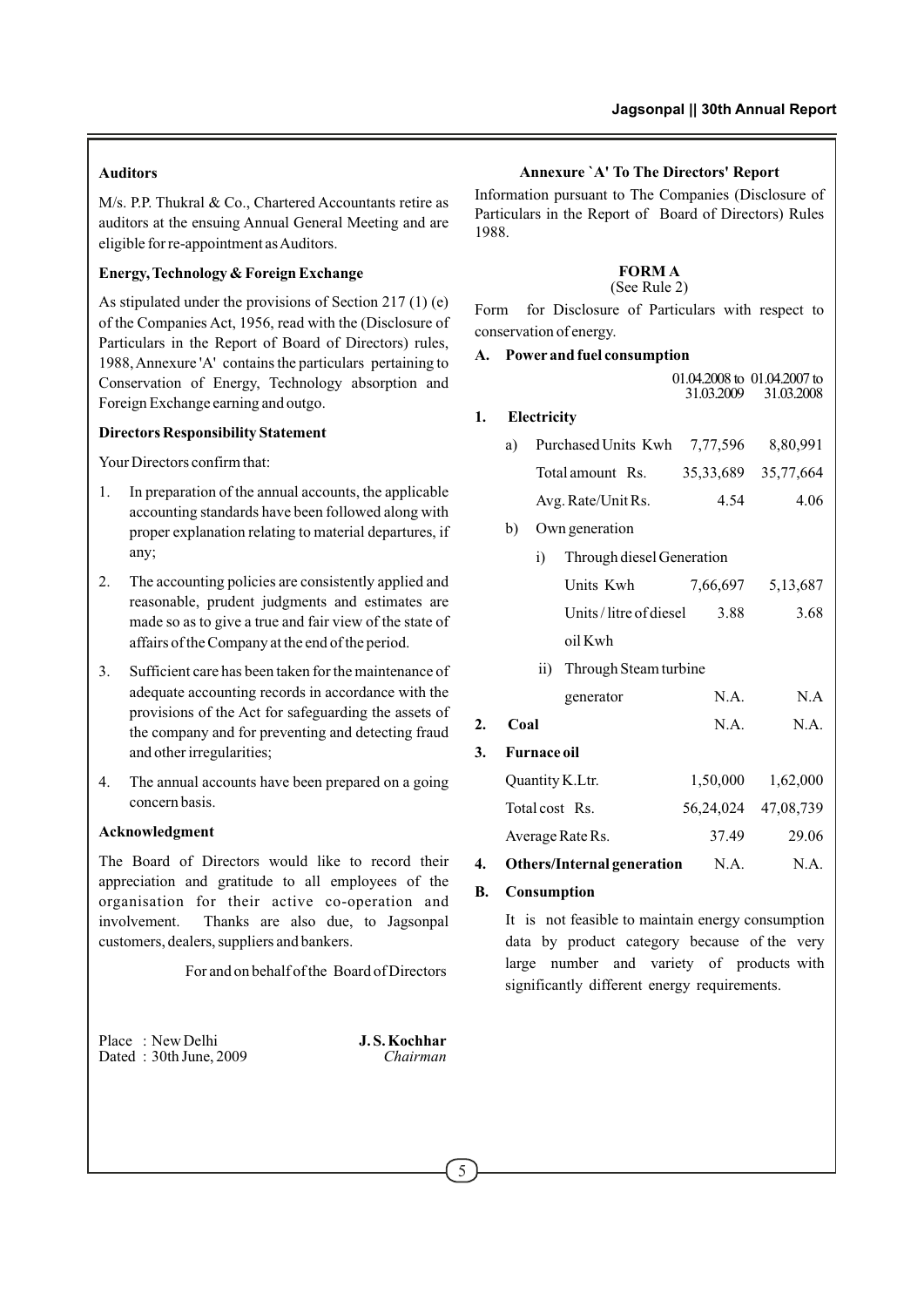### Auditors

M/s. P.P. Thukral & Co., Chartered Accountants retire as auditors at the ensuing Annual General Meeting and are eligible for re-appointment as Auditors.

### Energy, Technology & Foreign Exchange

As stipulated under the provisions of Section 217 (1) (e) of the Companies Act, 1956, read with the (Disclosure of Particulars in the Report of Board of Directors) rules, 1988, Annexure 'A' contains the particulars pertaining to Conservation of Energy, Technology absorption and Foreign Exchange earning and outgo.

### Directors Responsibility Statement

Your Directors confirm that:

1. In preparation of the annual accounts, the applicable accounting standards have been followed along with proper explanation relating to material departures, if any;
2. The accounting policies are consistently applied and reasonable, prudent judgments and estimates are made so as to give a true and fair view of the state of affairs of the Company at the end of the period.
3. Sufficient care has been taken for the maintenance of adequate accounting records in accordance with the provisions of the Act for safeguarding the assets of the company and for preventing and detecting fraud and other irregularities;
4. The annual accounts have been prepared on a going concern basis.

### Acknowledgment

The Board of Directors would like to record their appreciation and gratitude to all employees of the organisation for their active co-operation and involvement. Thanks are also due, to Jagsonpal customers, dealers, suppliers and bankers.

For and on behalf of the Board of Directors

Place : New Delhi
Dated : 30th June, 2009

**J. S. Kochhar**
*Chairman*

### Annexure `A' To The Directors' Report

Information pursuant to The Companies (Disclosure of Particulars in the Report of Board of Directors) Rules 1988.

**FORM A**
(See Rule 2)

Form for Disclosure of Particulars with respect to conservation of energy.

**A. Power and fuel consumption**

| | 01.04.2008 to 31.03.2009 | 01.04.2007 to 31.03.2008 |
|---|---|---|
| **1. Electricity** | | |
| a) Purchased Units Kwh | 7,77,596 | 8,80,991 |
| Total amount Rs. | 35,33,689 | 35,77,664 |
| Avg. Rate/Unit Rs. | 4.54 | 4.06 |
| b) Own generation | | |
| i) Through diesel Generation | | |
| Units Kwh | 7,66,697 | 5,13,687 |
| Units / litre of diesel oil Kwh | 3.88 | 3.68 |
| ii) Through Steam turbine generator | N.A. | N.A |
| **2. Coal** | N.A. | N.A. |
| **3. Furnace oil** | | |
| Quantity K.Ltr. | 1,50,000 | 1,62,000 |
| Total cost Rs. | 56,24,024 | 47,08,739 |
| Average Rate Rs. | 37.49 | 29.06 |
| **4. Others/Internal generation** | N.A. | N.A. |

**B. Consumption**

It is not feasible to maintain energy consumption data by product category because of the very large number and variety of products with significantly different energy requirements.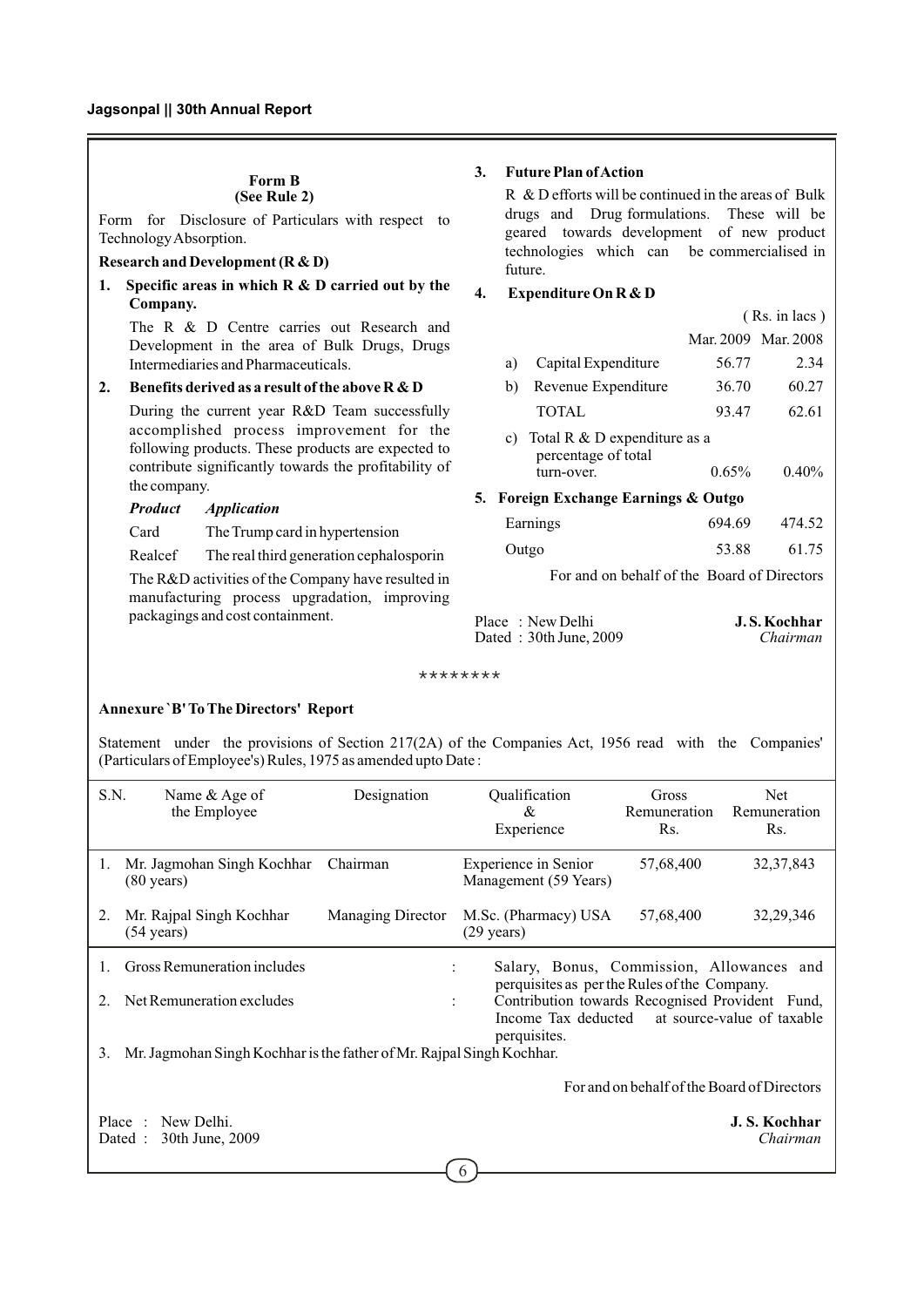**Form B**
**(See Rule 2)**

Form for Disclosure of Particulars with respect to Technology Absorption.

**Research and Development (R & D)**

**1. Specific areas in which R & D carried out by the Company.**

The R & D Centre carries out Research and Development in the area of Bulk Drugs, Drugs Intermediaries and Pharmaceuticals.

**2. Benefits derived as a result of the above R & D**

During the current year R&D Team successfully accomplished process improvement for the following products. These products are expected to contribute significantly towards the profitability of the company.

| *Product* | *Application* |
|---|---|
| Card | The Trump card in hypertension |
| Realcef | The real third generation cephalosporin |

The R&D activities of the Company have resulted in manufacturing process upgradation, improving packagings and cost containment.

**3. Future Plan of Action**

R & D efforts will be continued in the areas of Bulk drugs and Drug formulations. These will be geared towards development of new product technologies which can be commercialised in future.

**4. Expenditure On R & D**

( Rs. in lacs )

| | | Mar. 2009 | Mar. 2008 |
|---|---|---|---|
| a) | Capital Expenditure | 56.77 | 2.34 |
| b) | Revenue Expenditure | 36.70 | 60.27 |
| | TOTAL | 93.47 | 62.61 |
| c) | Total R & D expenditure as a percentage of total turn-over. | 0.65% | 0.40% |

**5. Foreign Exchange Earnings & Outgo**

| | | |
|---|---|---|
| Earnings | 694.69 | 474.52 |
| Outgo | 53.88 | 61.75 |

For and on behalf of the Board of Directors

Place : New Delhi
Dated : 30th June, 2009

**J. S. Kochhar**
*Chairman*

\*\*\*\*\*\*\*\*

**Annexure `B' To The Directors' Report**

Statement under the provisions of Section 217(2A) of the Companies Act, 1956 read with the Companies' (Particulars of Employee's) Rules, 1975 as amended upto Date :

| S.N. | Name & Age of the Employee | Designation | Qualification & Experience | Gross Remuneration Rs. | Net Remuneration Rs. |
|---|---|---|---|---|---|
| 1. | Mr. Jagmohan Singh Kochhar (80 years) | Chairman | Experience in Senior Management (59 Years) | 57,68,400 | 32,37,843 |
| 2. | Mr. Rajpal Singh Kochhar (54 years) | Managing Director | M.Sc. (Pharmacy) USA (29 years) | 57,68,400 | 32,29,346 |

1. Gross Remuneration includes : Salary, Bonus, Commission, Allowances and perquisites as per the Rules of the Company.
2. Net Remuneration excludes : Contribution towards Recognised Provident Fund, Income Tax deducted at source-value of taxable perquisites.
3. Mr. Jagmohan Singh Kochhar is the father of Mr. Rajpal Singh Kochhar.

For and on behalf of the Board of Directors

Place : New Delhi.
Dated : 30th June, 2009

**J. S. Kochhar**
*Chairman*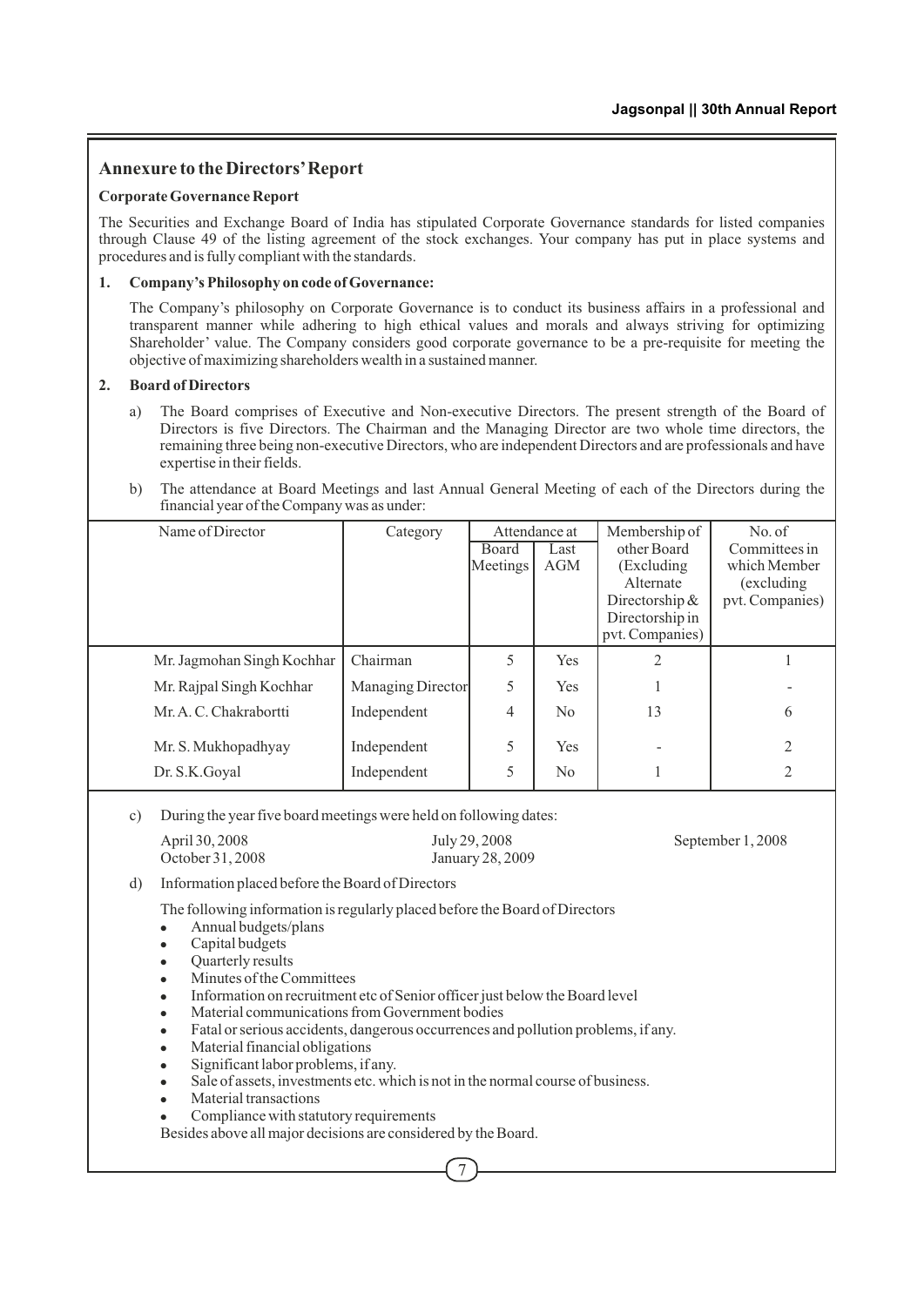## Annexure to the Directors' Report

**Corporate Governance Report**

The Securities and Exchange Board of India has stipulated Corporate Governance standards for listed companies through Clause 49 of the listing agreement of the stock exchanges. Your company has put in place systems and procedures and is fully compliant with the standards.

**1. Company's Philosophy on code of Governance:**

The Company's philosophy on Corporate Governance is to conduct its business affairs in a professional and transparent manner while adhering to high ethical values and morals and always striving for optimizing Shareholder' value. The Company considers good corporate governance to be a pre-requisite for meeting the objective of maximizing shareholders wealth in a sustained manner.

**2. Board of Directors**

a) The Board comprises of Executive and Non-executive Directors. The present strength of the Board of Directors is five Directors. The Chairman and the Managing Director are two whole time directors, the remaining three being non-executive Directors, who are independent Directors and are professionals and have expertise in their fields.

b) The attendance at Board Meetings and last Annual General Meeting of each of the Directors during the financial year of the Company was as under:

| Name of Director | Category | Attendance at | | Membership of other Board (Excluding Alternate Directorship & Directorship in pvt. Companies) | No. of Committees in which Member (excluding pvt. Companies) |
|---|---|---|---|---|---|
| | | Board Meetings | Last AGM | | |
| Mr. Jagmohan Singh Kochhar | Chairman | 5 | Yes | 2 | 1 |
| Mr. Rajpal Singh Kochhar | Managing Director | 5 | Yes | 1 | - |
| Mr. A. C. Chakrabortti | Independent | 4 | No | 13 | 6 |
| Mr. S. Mukhopadhyay | Independent | 5 | Yes | - | 2 |
| Dr. S.K.Goyal | Independent | 5 | No | 1 | 2 |

c) During the year five board meetings were held on following dates:

April 30, 2008
July 29, 2008
September 1, 2008
October 31, 2008
January 28, 2009

d) Information placed before the Board of Directors

The following information is regularly placed before the Board of Directors

- Annual budgets/plans
- Capital budgets
- Quarterly results
- Minutes of the Committees
- Information on recruitment etc of Senior officer just below the Board level
- Material communications from Government bodies
- Fatal or serious accidents, dangerous occurrences and pollution problems, if any.
- Material financial obligations
- Significant labor problems, if any.
- Sale of assets, investments etc. which is not in the normal course of business.
- Material transactions
- Compliance with statutory requirements

Besides above all major decisions are considered by the Board.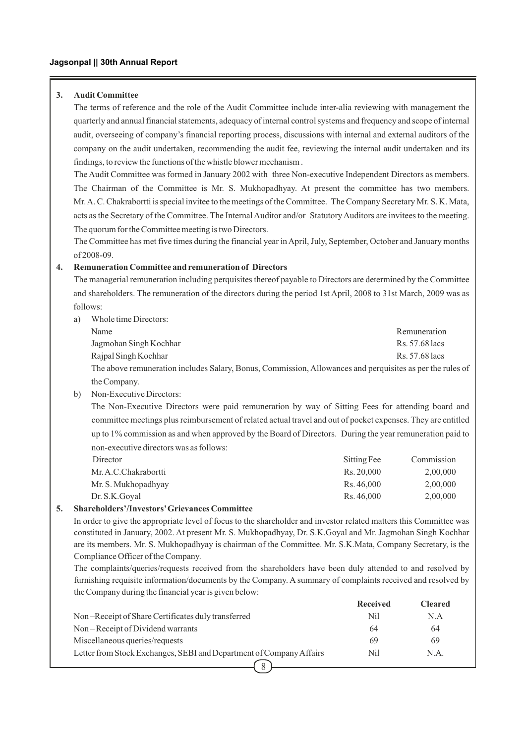### 3. Audit Committee

The terms of reference and the role of the Audit Committee include inter-alia reviewing with management the quarterly and annual financial statements, adequacy of internal control systems and frequency and scope of internal audit, overseeing of company's financial reporting process, discussions with internal and external auditors of the company on the audit undertaken, recommending the audit fee, reviewing the internal audit undertaken and its findings, to review the functions of the whistle blower mechanism .

The Audit Committee was formed in January 2002 with three Non-executive Independent Directors as members. The Chairman of the Committee is Mr. S. Mukhopadhyay. At present the committee has two members. Mr. A. C. Chakrabortti is special invitee to the meetings of the Committee. The Company Secretary Mr. S. K. Mata, acts as the Secretary of the Committee. The Internal Auditor and/or Statutory Auditors are invitees to the meeting. The quorum for the Committee meeting is two Directors.

The Committee has met five times during the financial year in April, July, September, October and January months of 2008-09.

### 4. Remuneration Committee and remuneration of Directors

The managerial remuneration including perquisites thereof payable to Directors are determined by the Committee and shareholders. The remuneration of the directors during the period 1st April, 2008 to 31st March, 2009 was as follows:

a) Whole time Directors:

| Name | Remuneration |
|---|---|
| Jagmohan Singh Kochhar | Rs. 57.68 lacs |
| Rajpal Singh Kochhar | Rs. 57.68 lacs |

The above remuneration includes Salary, Bonus, Commission, Allowances and perquisites as per the rules of the Company.

b) Non-Executive Directors:

The Non-Executive Directors were paid remuneration by way of Sitting Fees for attending board and committee meetings plus reimbursement of related actual travel and out of pocket expenses. They are entitled up to 1% commission as and when approved by the Board of Directors. During the year remuneration paid to non-executive directors was as follows:

| Director | Sitting Fee | Commission |
|---|---|---|
| Mr. A.C.Chakrabortti | Rs. 20,000 | 2,00,000 |
| Mr. S. Mukhopadhyay | Rs. 46,000 | 2,00,000 |
| Dr. S.K.Goyal | Rs. 46,000 | 2,00,000 |

### 5. Shareholders'/Investors' Grievances Committee

In order to give the appropriate level of focus to the shareholder and investor related matters this Committee was constituted in January, 2002. At present Mr. S. Mukhopadhyay, Dr. S.K.Goyal and Mr. Jagmohan Singh Kochhar are its members. Mr. S. Mukhopadhyay is chairman of the Committee. Mr. S.K.Mata, Company Secretary, is the Compliance Officer of the Company.

The complaints/queries/requests received from the shareholders have been duly attended to and resolved by furnishing requisite information/documents by the Company. A summary of complaints received and resolved by the Company during the financial year is given below:

| | Received | Cleared |
|---|---|---|
| Non –Receipt of Share Certificates duly transferred | Nil | N.A |
| Non – Receipt of Dividend warrants | 64 | 64 |
| Miscellaneous queries/requests | 69 | 69 |
| Letter from Stock Exchanges, SEBI and Department of Company Affairs | Nil | N.A. |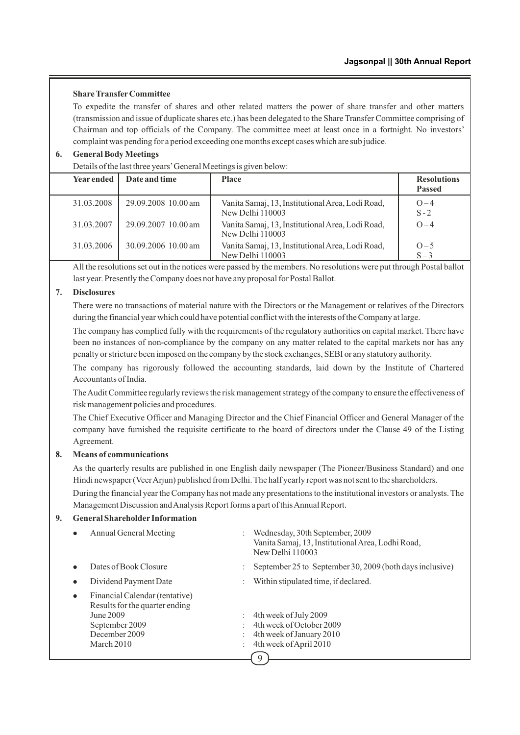**Share Transfer Committee**

To expedite the transfer of shares and other related matters the power of share transfer and other matters (transmission and issue of duplicate shares etc.) has been delegated to the Share Transfer Committee comprising of Chairman and top officials of the Company. The committee meet at least once in a fortnight. No investors' complaint was pending for a period exceeding one months except cases which are sub judice.

**6. General Body Meetings**

Details of the last three years' General Meetings is given below:

| Year ended | Date and time | Place | Resolutions Passed |
|---|---|---|---|
| 31.03.2008 | 29.09.2008 10.00 am | Vanita Samaj, 13, Institutional Area, Lodi Road, New Delhi 110003 | O – 4<br>S - 2 |
| 31.03.2007 | 29.09.2007 10.00 am | Vanita Samaj, 13, Institutional Area, Lodi Road, New Delhi 110003 | O – 4 |
| 31.03.2006 | 30.09.2006 10.00 am | Vanita Samaj, 13, Institutional Area, Lodi Road, New Delhi 110003 | O – 5<br>S – 3 |

All the resolutions set out in the notices were passed by the members. No resolutions were put through Postal ballot last year. Presently the Company does not have any proposal for Postal Ballot.

**7. Disclosures**

There were no transactions of material nature with the Directors or the Management or relatives of the Directors during the financial year which could have potential conflict with the interests of the Company at large.

The company has complied fully with the requirements of the regulatory authorities on capital market. There have been no instances of non-compliance by the company on any matter related to the capital markets nor has any penalty or stricture been imposed on the company by the stock exchanges, SEBI or any statutory authority.

The company has rigorously followed the accounting standards, laid down by the Institute of Chartered Accountants of India.

The Audit Committee regularly reviews the risk management strategy of the company to ensure the effectiveness of risk management policies and procedures.

The Chief Executive Officer and Managing Director and the Chief Financial Officer and General Manager of the company have furnished the requisite certificate to the board of directors under the Clause 49 of the Listing Agreement.

**8. Means of communications**

As the quarterly results are published in one English daily newspaper (The Pioneer/Business Standard) and one Hindi newspaper (Veer Arjun) published from Delhi. The half yearly report was not sent to the shareholders.

During the financial year the Company has not made any presentations to the institutional investors or analysts. The Management Discussion and Analysis Report forms a part of this Annual Report.

**9. General Shareholder Information**

- Annual General Meeting : Wednesday, 30th September, 2009, Vanita Samaj, 13, Institutional Area, Lodhi Road, New Delhi 110003
- Dates of Book Closure : September 25 to September 30, 2009 (both days inclusive)
- Dividend Payment Date : Within stipulated time, if declared.
- Financial Calendar (tentative)
  Results for the quarter ending
  - June 2009 : 4th week of July 2009
  - September 2009 : 4th week of October 2009
  - December 2009 : 4th week of January 2010
  - March 2010 : 4th week of April 2010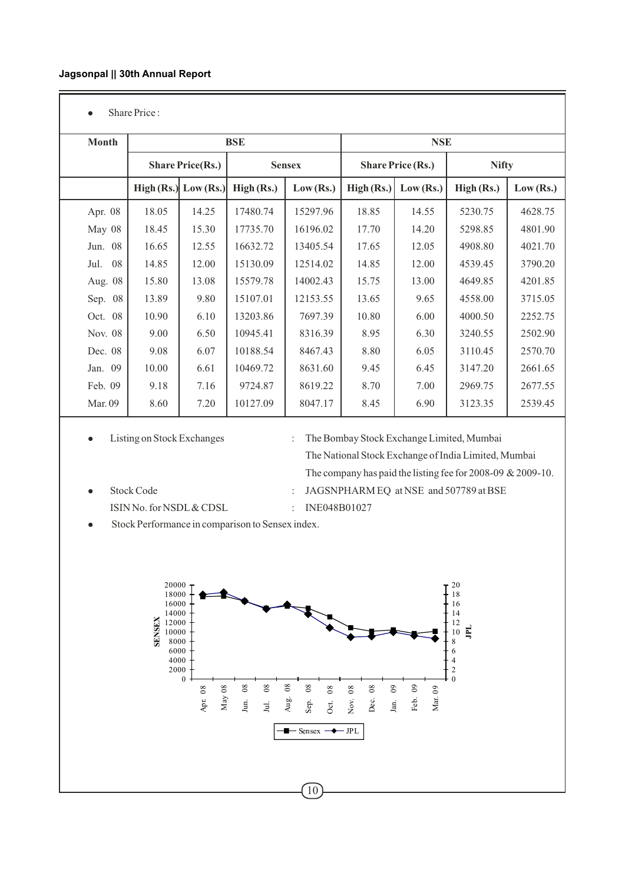- Share Price :

| Month | BSE | | | | NSE | | | |
|---|---|---|---|---|---|---|---|---|
| | Share Price(Rs.) | | Sensex | | Share Price (Rs.) | | Nifty | |
| | High (Rs.) | Low (Rs.) | High (Rs.) | Low (Rs.) | High (Rs.) | Low (Rs.) | High (Rs.) | Low (Rs.) |
| Apr. 08 | 18.05 | 14.25 | 17480.74 | 15297.96 | 18.85 | 14.55 | 5230.75 | 4628.75 |
| May 08 | 18.45 | 15.30 | 17735.70 | 16196.02 | 17.70 | 14.20 | 5298.85 | 4801.90 |
| Jun. 08 | 16.65 | 12.55 | 16632.72 | 13405.54 | 17.65 | 12.05 | 4908.80 | 4021.70 |
| Jul. 08 | 14.85 | 12.00 | 15130.09 | 12514.02 | 14.85 | 12.00 | 4539.45 | 3790.20 |
| Aug. 08 | 15.80 | 13.08 | 15579.78 | 14002.43 | 15.75 | 13.00 | 4649.85 | 4201.85 |
| Sep. 08 | 13.89 | 9.80 | 15107.01 | 12153.55 | 13.65 | 9.65 | 4558.00 | 3715.05 |
| Oct. 08 | 10.90 | 6.10 | 13203.86 | 7697.39 | 10.80 | 6.00 | 4000.50 | 2252.75 |
| Nov. 08 | 9.00 | 6.50 | 10945.41 | 8316.39 | 8.95 | 6.30 | 3240.55 | 2502.90 |
| Dec. 08 | 9.08 | 6.07 | 10188.54 | 8467.43 | 8.80 | 6.05 | 3110.45 | 2570.70 |
| Jan. 09 | 10.00 | 6.61 | 10469.72 | 8631.60 | 9.45 | 6.45 | 3147.20 | 2661.65 |
| Feb. 09 | 9.18 | 7.16 | 9724.87 | 8619.22 | 8.70 | 7.00 | 2969.75 | 2677.55 |
| Mar. 09 | 8.60 | 7.20 | 10127.09 | 8047.17 | 8.45 | 6.90 | 3123.35 | 2539.45 |

- Listing on Stock Exchanges : The Bombay Stock Exchange Limited, Mumbai
  The National Stock Exchange of India Limited, Mumbai
  The company has paid the listing fee for 2008-09 & 2009-10.
- Stock Code : JAGSNPHARM EQ at NSE and 507789 at BSE
  ISIN No. for NSDL & CDSL : INE048B01027
- Stock Performance in comparison to Sensex index.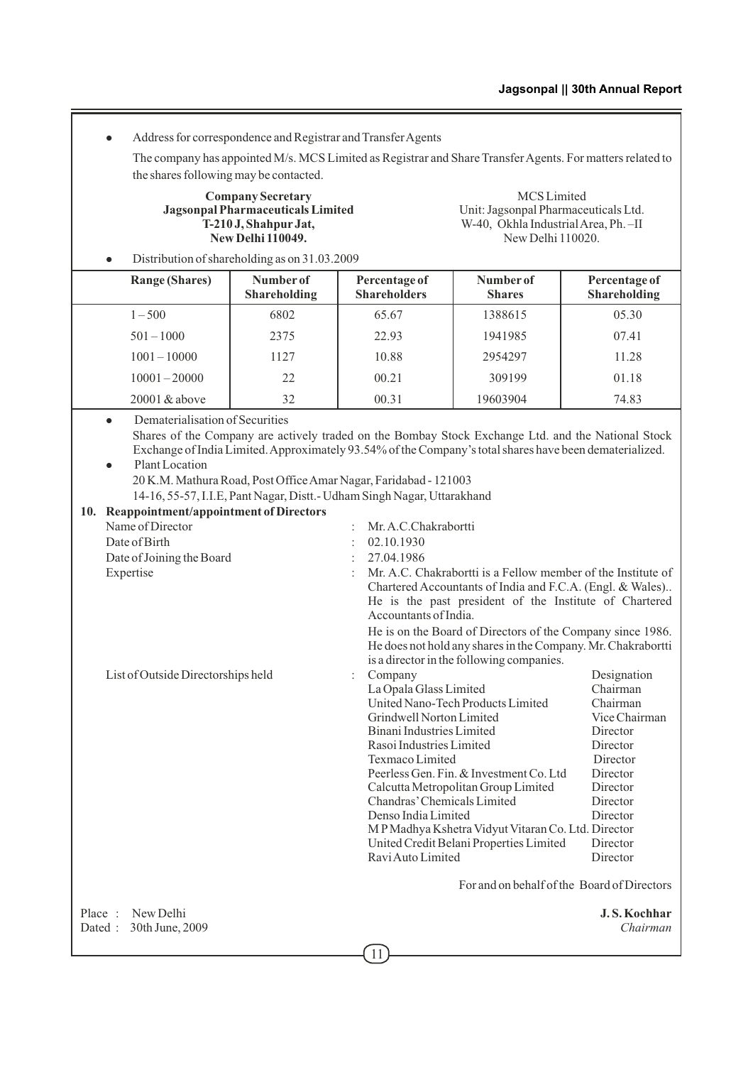- Address for correspondence and Registrar and Transfer Agents

  The company has appointed M/s. MCS Limited as Registrar and Share Transfer Agents. For matters related to the shares following may be contacted.

| **Company Secretary**<br>**Jagsonpal Pharmaceuticals Limited**<br>**T-210 J, Shahpur Jat,**<br>**New Delhi 110049.** | MCS Limited<br>Unit: Jagsonpal Pharmaceuticals Ltd.<br>W-40, Okhla Industrial Area, Ph. –II<br>New Delhi 110020. |
|---|---|

- Distribution of shareholding as on 31.03.2009

| Range (Shares) | Number of Shareholding | Percentage of Shareholders | Number of Shares | Percentage of Shareholding |
|---|---|---|---|---|
| 1 – 500 | 6802 | 65.67 | 1388615 | 05.30 |
| 501 – 1000 | 2375 | 22.93 | 1941985 | 07.41 |
| 1001 – 10000 | 1127 | 10.88 | 2954297 | 11.28 |
| 10001 – 20000 | 22 | 00.21 | 309199 | 01.18 |
| 20001 & above | 32 | 00.31 | 19603904 | 74.83 |

- Dematerialisation of Securities

  Shares of the Company are actively traded on the Bombay Stock Exchange Ltd. and the National Stock Exchange of India Limited. Approximately 93.54% of the Company's total shares have been dematerialized.

- Plant Location

  20 K.M. Mathura Road, Post Office Amar Nagar, Faridabad - 121003

  14-16, 55-57, I.I.E, Pant Nagar, Distt.- Udham Singh Nagar, Uttarakhand

**10. Reappointment/appointment of Directors**

Name of Director : Mr. A.C.Chakrabortti

Date of Birth : 02.10.1930

Date of Joining the Board : 27.04.1986

Expertise : Mr. A.C. Chakrabortti is a Fellow member of the Institute of Chartered Accountants of India and F.C.A. (Engl. & Wales).. He is the past president of the Institute of Chartered Accountants of India.

He is on the Board of Directors of the Company since 1986. He does not hold any shares in the Company. Mr. Chakrabortti is a director in the following companies.

List of Outside Directorships held :

| Company | Designation |
|---|---|
| La Opala Glass Limited | Chairman |
| United Nano-Tech Products Limited | Chairman |
| Grindwell Norton Limited | Vice Chairman |
| Binani Industries Limited | Director |
| Rasoi Industries Limited | Director |
| Texmaco Limited | Director |
| Peerless Gen. Fin. & Investment Co. Ltd | Director |
| Calcutta Metropolitan Group Limited | Director |
| Chandras' Chemicals Limited | Director |
| Denso India Limited | Director |
| M P Madhya Kshetra Vidyut Vitaran Co. Ltd. | Director |
| United Credit Belani Properties Limited | Director |
| Ravi Auto Limited | Director |

For and on behalf of the Board of Directors

Place : New Delhi
Dated : 30th June, 2009

**J. S. Kochhar**
*Chairman*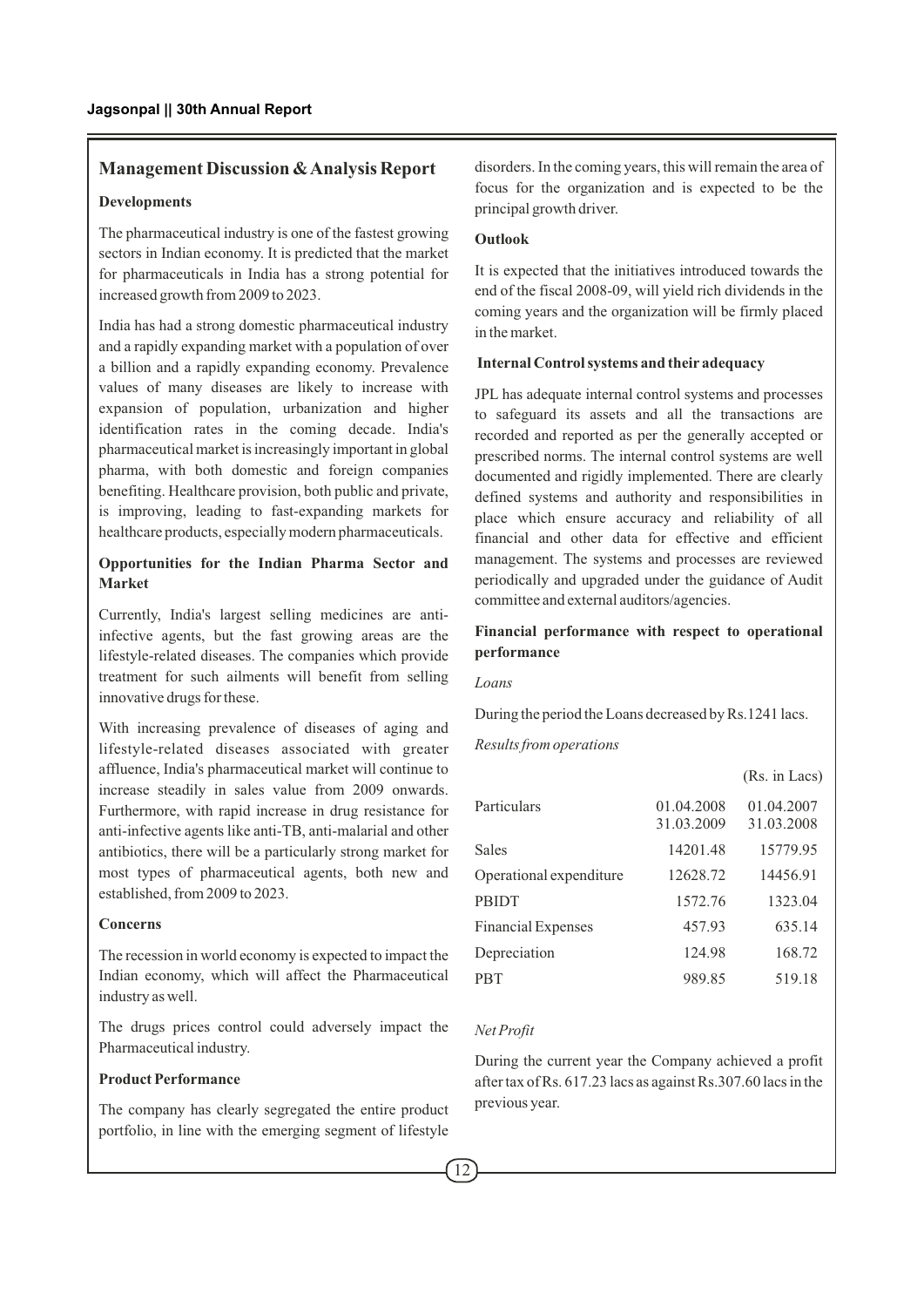## Management Discussion & Analysis Report

### Developments

The pharmaceutical industry is one of the fastest growing sectors in Indian economy. It is predicted that the market for pharmaceuticals in India has a strong potential for increased growth from 2009 to 2023.

India has had a strong domestic pharmaceutical industry and a rapidly expanding market with a population of over a billion and a rapidly expanding economy. Prevalence values of many diseases are likely to increase with expansion of population, urbanization and higher identification rates in the coming decade. India's pharmaceutical market is increasingly important in global pharma, with both domestic and foreign companies benefiting. Healthcare provision, both public and private, is improving, leading to fast-expanding markets for healthcare products, especially modern pharmaceuticals.

### Opportunities for the Indian Pharma Sector and Market

Currently, India's largest selling medicines are anti-infective agents, but the fast growing areas are the lifestyle-related diseases. The companies which provide treatment for such ailments will benefit from selling innovative drugs for these.

With increasing prevalence of diseases of aging and lifestyle-related diseases associated with greater affluence, India's pharmaceutical market will continue to increase steadily in sales value from 2009 onwards. Furthermore, with rapid increase in drug resistance for anti-infective agents like anti-TB, anti-malarial and other antibiotics, there will be a particularly strong market for most types of pharmaceutical agents, both new and established, from 2009 to 2023.

### Concerns

The recession in world economy is expected to impact the Indian economy, which will affect the Pharmaceutical industry as well.

The drugs prices control could adversely impact the Pharmaceutical industry.

### Product Performance

The company has clearly segregated the entire product portfolio, in line with the emerging segment of lifestyle disorders. In the coming years, this will remain the area of focus for the organization and is expected to be the principal growth driver.

### Outlook

It is expected that the initiatives introduced towards the end of the fiscal 2008-09, will yield rich dividends in the coming years and the organization will be firmly placed in the market.

### Internal Control systems and their adequacy

JPL has adequate internal control systems and processes to safeguard its assets and all the transactions are recorded and reported as per the generally accepted or prescribed norms. The internal control systems are well documented and rigidly implemented. There are clearly defined systems and authority and responsibilities in place which ensure accuracy and reliability of all financial and other data for effective and efficient management. The systems and processes are reviewed periodically and upgraded under the guidance of Audit committee and external auditors/agencies.

### Financial performance with respect to operational performance

*Loans*

During the period the Loans decreased by Rs.1241 lacs.

*Results from operations*

(Rs. in Lacs)

| Particulars | 01.04.2008 31.03.2009 | 01.04.2007 31.03.2008 |
|---|---|---|
| Sales | 14201.48 | 15779.95 |
| Operational expenditure | 12628.72 | 14456.91 |
| PBIDT | 1572.76 | 1323.04 |
| Financial Expenses | 457.93 | 635.14 |
| Depreciation | 124.98 | 168.72 |
| PBT | 989.85 | 519.18 |

*Net Profit*

During the current year the Company achieved a profit after tax of Rs. 617.23 lacs as against Rs.307.60 lacs in the previous year.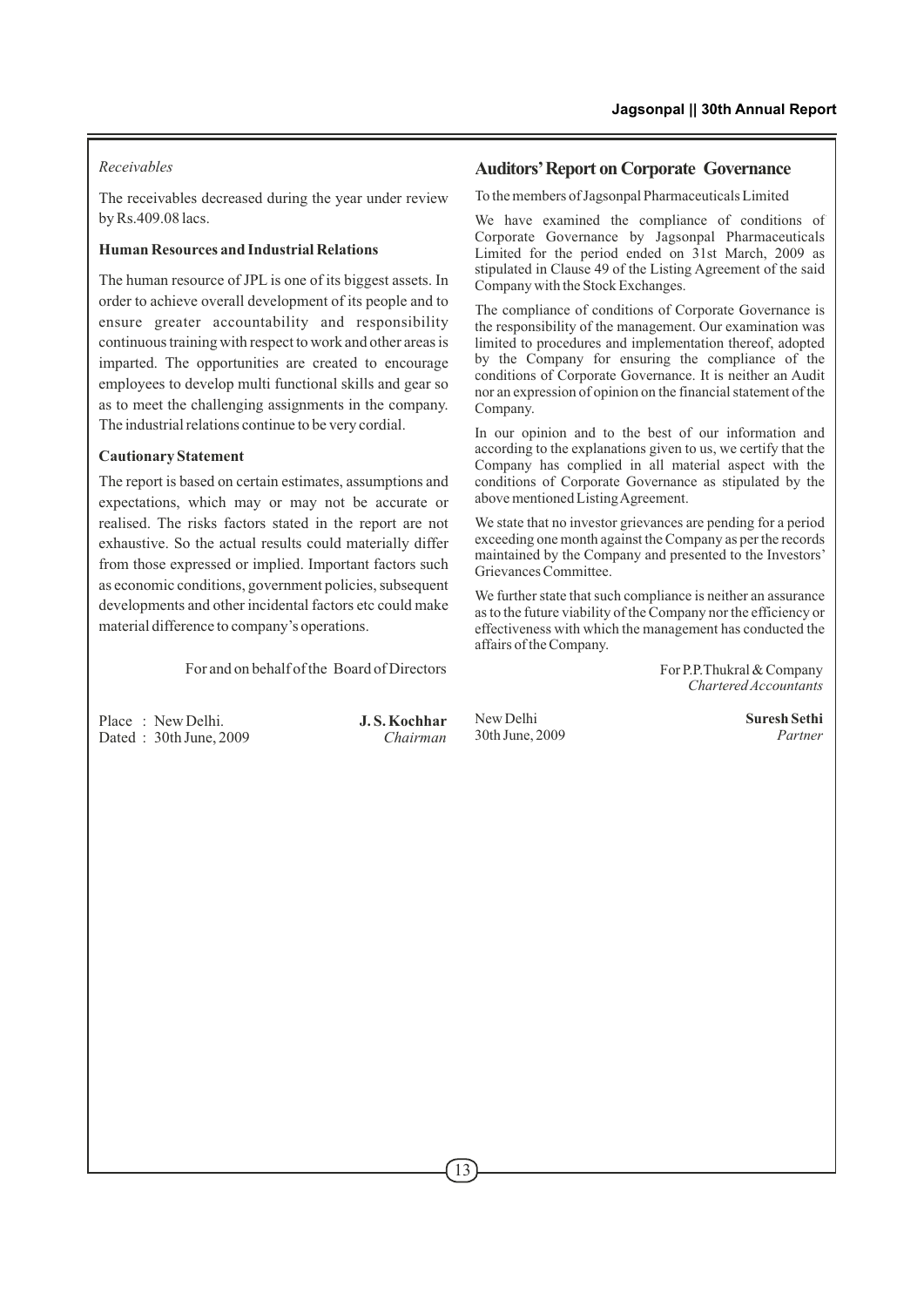*Receivables*

The receivables decreased during the year under review by Rs.409.08 lacs.

**Human Resources and Industrial Relations**

The human resource of JPL is one of its biggest assets. In order to achieve overall development of its people and to ensure greater accountability and responsibility continuous training with respect to work and other areas is imparted. The opportunities are created to encourage employees to develop multi functional skills and gear so as to meet the challenging assignments in the company. The industrial relations continue to be very cordial.

**Cautionary Statement**

The report is based on certain estimates, assumptions and expectations, which may or may not be accurate or realised. The risks factors stated in the report are not exhaustive. So the actual results could materially differ from those expressed or implied. Important factors such as economic conditions, government policies, subsequent developments and other incidental factors etc could make material difference to company's operations.

For and on behalf of the Board of Directors

Place : New Delhi.
Dated : 30th June, 2009

**J. S. Kochhar**
*Chairman*

## Auditors' Report on Corporate Governance

To the members of Jagsonpal Pharmaceuticals Limited

We have examined the compliance of conditions of Corporate Governance by Jagsonpal Pharmaceuticals Limited for the period ended on 31st March, 2009 as stipulated in Clause 49 of the Listing Agreement of the said Company with the Stock Exchanges.

The compliance of conditions of Corporate Governance is the responsibility of the management. Our examination was limited to procedures and implementation thereof, adopted by the Company for ensuring the compliance of the conditions of Corporate Governance. It is neither an Audit nor an expression of opinion on the financial statement of the Company.

In our opinion and to the best of our information and according to the explanations given to us, we certify that the Company has complied in all material aspect with the conditions of Corporate Governance as stipulated by the above mentioned Listing Agreement.

We state that no investor grievances are pending for a period exceeding one month against the Company as per the records maintained by the Company and presented to the Investors' Grievances Committee.

We further state that such compliance is neither an assurance as to the future viability of the Company nor the efficiency or effectiveness with which the management has conducted the affairs of the Company.

For P.P.Thukral & Company
*Chartered Accountants*

New Delhi
30th June, 2009

**Suresh Sethi**
*Partner*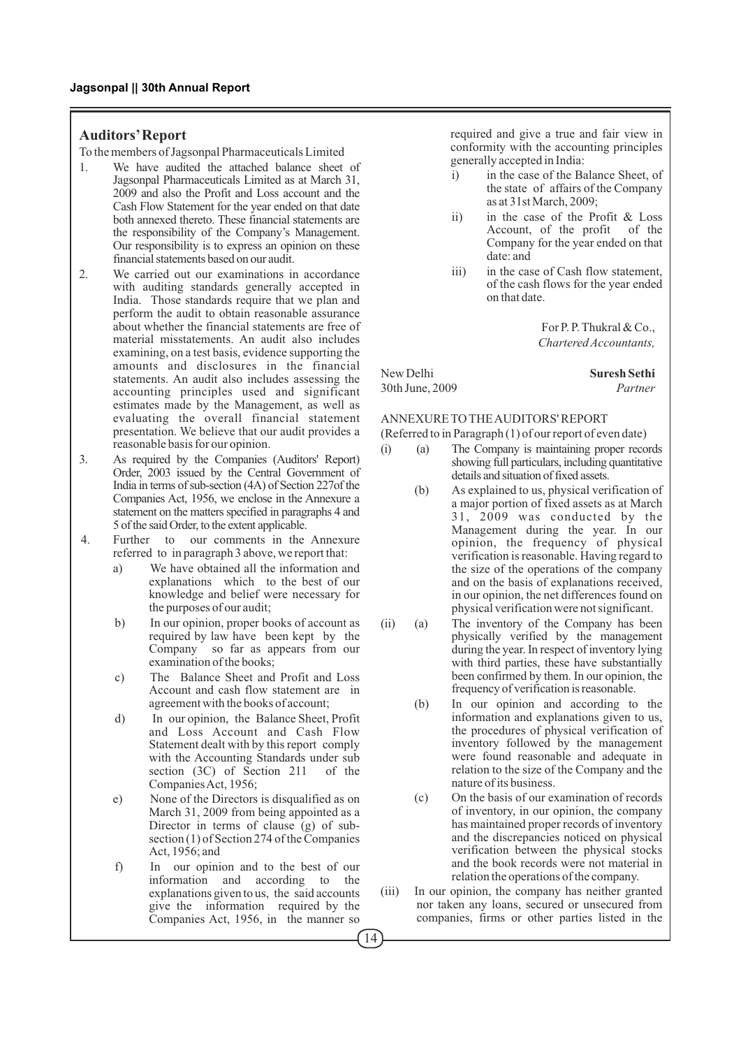## Auditors' Report

To the members of Jagsonpal Pharmaceuticals Limited

1. We have audited the attached balance sheet of Jagsonpal Pharmaceuticals Limited as at March 31, 2009 and also the Profit and Loss account and the Cash Flow Statement for the year ended on that date both annexed thereto. These financial statements are the responsibility of the Company's Management. Our responsibility is to express an opinion on these financial statements based on our audit.

2. We carried out our examinations in accordance with auditing standards generally accepted in India. Those standards require that we plan and perform the audit to obtain reasonable assurance about whether the financial statements are free of material misstatements. An audit also includes examining, on a test basis, evidence supporting the amounts and disclosures in the financial statements. An audit also includes assessing the accounting principles used and significant estimates made by the Management, as well as evaluating the overall financial statement presentation. We believe that our audit provides a reasonable basis for our opinion.

3. As required by the Companies (Auditors' Report) Order, 2003 issued by the Central Government of India in terms of sub-section (4A) of Section 227of the Companies Act, 1956, we enclose in the Annexure a statement on the matters specified in paragraphs 4 and 5 of the said Order, to the extent applicable.

4. Further to our comments in the Annexure referred to in paragraph 3 above, we report that:

   a) We have obtained all the information and explanations which to the best of our knowledge and belief were necessary for the purposes of our audit;

   b) In our opinion, proper books of account as required by law have been kept by the Company so far as appears from our examination of the books;

   c) The Balance Sheet and Profit and Loss Account and cash flow statement are in agreement with the books of account;

   d) In our opinion, the Balance Sheet, Profit and Loss Account and Cash Flow Statement dealt with by this report comply with the Accounting Standards under sub section (3C) of Section 211 of the Companies Act, 1956;

   e) None of the Directors is disqualified as on March 31, 2009 from being appointed as a Director in terms of clause (g) of sub-section (1) of Section 274 of the Companies Act, 1956; and

   f) In our opinion and to the best of our information and according to the explanations given to us, the said accounts give the information required by the Companies Act, 1956, in the manner so required and give a true and fair view in conformity with the accounting principles generally accepted in India:

      i) in the case of the Balance Sheet, of the state of affairs of the Company as at 31st March, 2009;

      ii) in the case of the Profit & Loss Account, of the profit of the Company for the year ended on that date: and

      iii) in the case of Cash flow statement, of the cash flows for the year ended on that date.

For P. P. Thukral & Co.,
*Chartered Accountants,*

New Delhi
30th June, 2009

**Suresh Sethi**
*Partner*

ANNEXURE TO THE AUDITORS' REPORT

(Referred to in Paragraph (1) of our report of even date)

(i) (a) The Company is maintaining proper records showing full particulars, including quantitative details and situation of fixed assets.

(b) As explained to us, physical verification of a major portion of fixed assets as at March 31, 2009 was conducted by the Management during the year. In our opinion, the frequency of physical verification is reasonable. Having regard to the size of the operations of the company and on the basis of explanations received, in our opinion, the net differences found on physical verification were not significant.

(ii) (a) The inventory of the Company has been physically verified by the management during the year. In respect of inventory lying with third parties, these have substantially been confirmed by them. In our opinion, the frequency of verification is reasonable.

(b) In our opinion and according to the information and explanations given to us, the procedures of physical verification of inventory followed by the management were found reasonable and adequate in relation to the size of the Company and the nature of its business.

(c) On the basis of our examination of records of inventory, in our opinion, the company has maintained proper records of inventory and the discrepancies noticed on physical verification between the physical stocks and the book records were not material in relation the operations of the company.

(iii) In our opinion, the company has neither granted nor taken any loans, secured or unsecured from companies, firms or other parties listed in the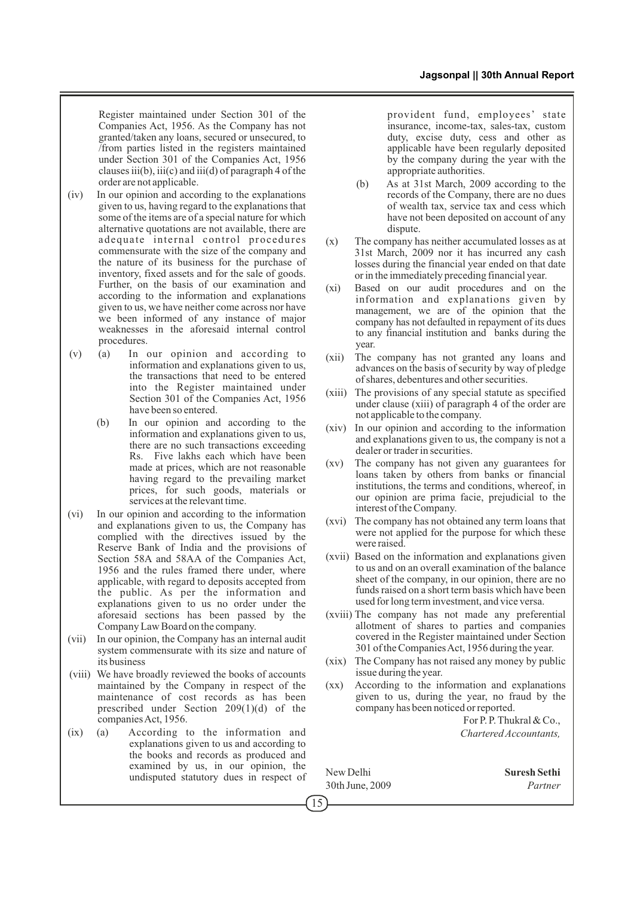Register maintained under Section 301 of the Companies Act, 1956. As the Company has not granted/taken any loans, secured or unsecured, to /from parties listed in the registers maintained under Section 301 of the Companies Act, 1956 clauses iii(b), iii(c) and iii(d) of paragraph 4 of the order are not applicable.

(iv) In our opinion and according to the explanations given to us, having regard to the explanations that some of the items are of a special nature for which alternative quotations are not available, there are adequate internal control procedures commensurate with the size of the company and the nature of its business for the purchase of inventory, fixed assets and for the sale of goods. Further, on the basis of our examination and according to the information and explanations given to us, we have neither come across nor have we been informed of any instance of major weaknesses in the aforesaid internal control procedures.

(v) (a) In our opinion and according to information and explanations given to us, the transactions that need to be entered into the Register maintained under Section 301 of the Companies Act, 1956 have been so entered.

(b) In our opinion and according to the information and explanations given to us, there are no such transactions exceeding Rs. Five lakhs each which have been made at prices, which are not reasonable having regard to the prevailing market prices, for such goods, materials or services at the relevant time.

(vi) In our opinion and according to the information and explanations given to us, the Company has complied with the directives issued by the Reserve Bank of India and the provisions of Section 58A and 58AA of the Companies Act, 1956 and the rules framed there under, where applicable, with regard to deposits accepted from the public. As per the information and explanations given to us no order under the aforesaid sections has been passed by the Company Law Board on the company.

(vii) In our opinion, the Company has an internal audit system commensurate with its size and nature of its business

(viii) We have broadly reviewed the books of accounts maintained by the Company in respect of the maintenance of cost records as has been prescribed under Section 209(1)(d) of the companies Act, 1956.

(ix) (a) According to the information and explanations given to us and according to the books and records as produced and examined by us, in our opinion, the undisputed statutory dues in respect of provident fund, employees' state insurance, income-tax, sales-tax, custom duty, excise duty, cess and other as applicable have been regularly deposited by the company during the year with the appropriate authorities.

(b) As at 31st March, 2009 according to the records of the Company, there are no dues of wealth tax, service tax and cess which have not been deposited on account of any dispute.

(x) The company has neither accumulated losses as at 31st March, 2009 nor it has incurred any cash losses during the financial year ended on that date or in the immediately preceding financial year.

(xi) Based on our audit procedures and on the information and explanations given by management, we are of the opinion that the company has not defaulted in repayment of its dues to any financial institution and banks during the year.

(xii) The company has not granted any loans and advances on the basis of security by way of pledge of shares, debentures and other securities.

(xiii) The provisions of any special statute as specified under clause (xiii) of paragraph 4 of the order are not applicable to the company.

(xiv) In our opinion and according to the information and explanations given to us, the company is not a dealer or trader in securities.

(xv) The company has not given any guarantees for loans taken by others from banks or financial institutions, the terms and conditions, whereof, in our opinion are prima facie, prejudicial to the interest of the Company.

(xvi) The company has not obtained any term loans that were not applied for the purpose for which these were raised.

(xvii) Based on the information and explanations given to us and on an overall examination of the balance sheet of the company, in our opinion, there are no funds raised on a short term basis which have been used for long term investment, and vice versa.

(xviii) The company has not made any preferential allotment of shares to parties and companies covered in the Register maintained under Section 301 of the Companies Act, 1956 during the year.

(xix) The Company has not raised any money by public issue during the year.

(xx) According to the information and explanations given to us, during the year, no fraud by the company has been noticed or reported.

For P. P. Thukral & Co.,
*Chartered Accountants,*

New Delhi
30th June, 2009

**Suresh Sethi**
*Partner*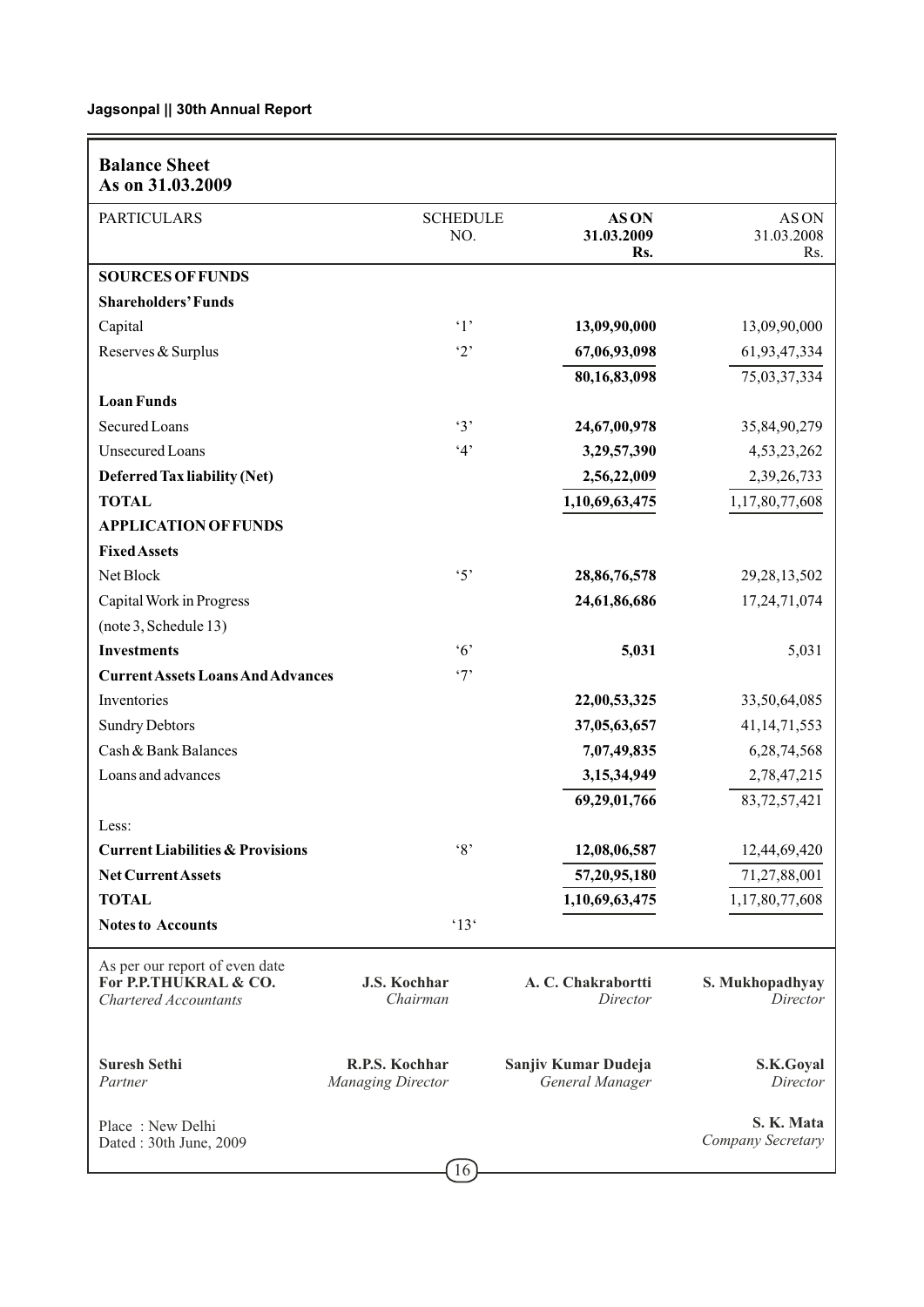## Balance Sheet
## As on 31.03.2009

| PARTICULARS | SCHEDULE NO. | AS ON 31.03.2009 Rs. | AS ON 31.03.2008 Rs. |
|---|---|---|---|
| **SOURCES OF FUNDS** | | | |
| **Shareholders' Funds** | | | |
| Capital | '1' | **13,09,90,000** | 13,09,90,000 |
| Reserves & Surplus | '2' | **67,06,93,098** | 61,93,47,334 |
| | | **80,16,83,098** | 75,03,37,334 |
| **Loan Funds** | | | |
| Secured Loans | '3' | **24,67,00,978** | 35,84,90,279 |
| Unsecured Loans | '4' | **3,29,57,390** | 4,53,23,262 |
| **Deferred Tax liability (Net)** | | **2,56,22,009** | 2,39,26,733 |
| **TOTAL** | | **1,10,69,63,475** | 1,17,80,77,608 |
| **APPLICATION OF FUNDS** | | | |
| **Fixed Assets** | | | |
| Net Block | '5' | **28,86,76,578** | 29,28,13,502 |
| Capital Work in Progress (note 3, Schedule 13) | | **24,61,86,686** | 17,24,71,074 |
| **Investments** | '6' | **5,031** | 5,031 |
| **Current Assets Loans And Advances** | '7' | | |
| Inventories | | **22,00,53,325** | 33,50,64,085 |
| Sundry Debtors | | **37,05,63,657** | 41,14,71,553 |
| Cash & Bank Balances | | **7,07,49,835** | 6,28,74,568 |
| Loans and advances | | **3,15,34,949** | 2,78,47,215 |
| | | **69,29,01,766** | 83,72,57,421 |
| Less: | | | |
| **Current Liabilities & Provisions** | '8' | **12,08,06,587** | 12,44,69,420 |
| **Net Current Assets** | | **57,20,95,180** | 71,27,88,001 |
| **TOTAL** | | **1,10,69,63,475** | 1,17,80,77,608 |
| **Notes to Accounts** | '13' | | |

As per our report of even date
**For P.P.THUKRAL & CO.**
*Chartered Accountants*

**Suresh Sethi**
*Partner*

Place : New Delhi
Dated : 30th June, 2009

**J.S. Kochhar**
*Chairman*

**R.P.S. Kochhar**
*Managing Director*

**A. C. Chakrabortti**
*Director*

**Sanjiv Kumar Dudeja**
*General Manager*

**S. Mukhopadhyay**
*Director*

**S.K.Goyal**
*Director*

**S. K. Mata**
*Company Secretary*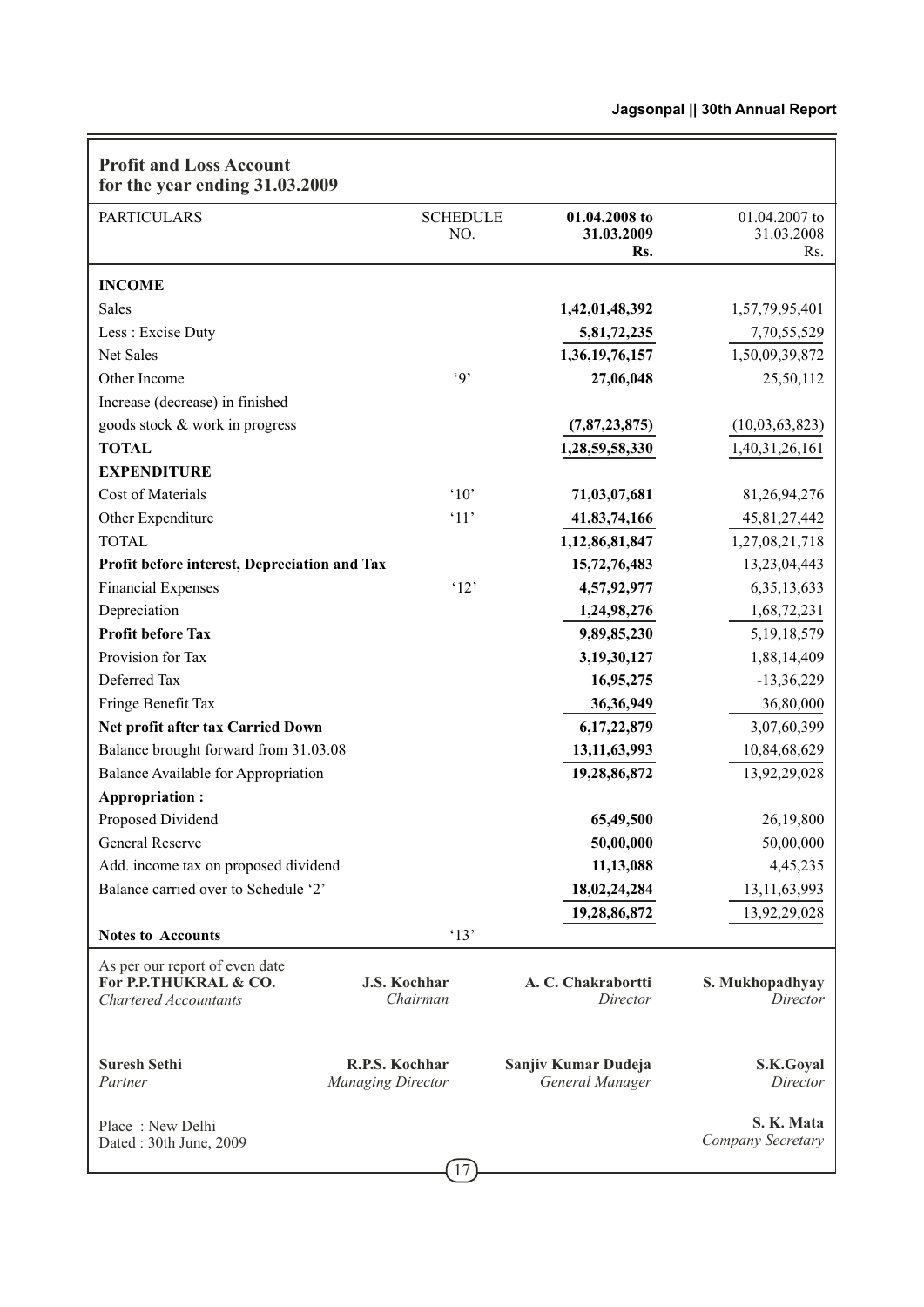## Profit and Loss Account for the year ending 31.03.2009

| PARTICULARS | SCHEDULE NO. | 01.04.2008 to 31.03.2009 Rs. | 01.04.2007 to 31.03.2008 Rs. |
|---|---|---|---|
| **INCOME** | | | |
| Sales | | **1,42,01,48,392** | 1,57,79,95,401 |
| Less : Excise Duty | | **5,81,72,235** | 7,70,55,529 |
| Net Sales | | **1,36,19,76,157** | 1,50,09,39,872 |
| Other Income | '9' | **27,06,048** | 25,50,112 |
| Increase (decrease) in finished goods stock & work in progress | | **(7,87,23,875)** | (10,03,63,823) |
| **TOTAL** | | **1,28,59,58,330** | 1,40,31,26,161 |
| **EXPENDITURE** | | | |
| Cost of Materials | '10' | **71,03,07,681** | 81,26,94,276 |
| Other Expenditure | '11' | **41,83,74,166** | 45,81,27,442 |
| TOTAL | | **1,12,86,81,847** | 1,27,08,21,718 |
| **Profit before interest, Depreciation and Tax** | | **15,72,76,483** | 13,23,04,443 |
| Financial Expenses | '12' | **4,57,92,977** | 6,35,13,633 |
| Depreciation | | **1,24,98,276** | 1,68,72,231 |
| **Profit before Tax** | | **9,89,85,230** | 5,19,18,579 |
| Provision for Tax | | **3,19,30,127** | 1,88,14,409 |
| Deferred Tax | | **16,95,275** | -13,36,229 |
| Fringe Benefit Tax | | **36,36,949** | 36,80,000 |
| **Net profit after tax Carried Down** | | **6,17,22,879** | 3,07,60,399 |
| Balance brought forward from 31.03.08 | | **13,11,63,993** | 10,84,68,629 |
| Balance Available for Appropriation | | **19,28,86,872** | 13,92,29,028 |
| **Appropriation :** | | | |
| Proposed Dividend | | **65,49,500** | 26,19,800 |
| General Reserve | | **50,00,000** | 50,00,000 |
| Add. income tax on proposed dividend | | **11,13,088** | 4,45,235 |
| Balance carried over to Schedule '2' | | **18,02,24,284** | 13,11,63,993 |
| | | **19,28,86,872** | 13,92,29,028 |
| **Notes to Accounts** | '13' | | |

As per our report of even date
**For P.P.THUKRAL & CO.**
*Chartered Accountants*

**J.S. Kochhar**
*Chairman*

**A. C. Chakrabortti**
*Director*

**S. Mukhopadhyay**
*Director*

**Suresh Sethi**
*Partner*

**R.P.S. Kochhar**
*Managing Director*

**Sanjiv Kumar Dudeja**
*General Manager*

**S.K.Goyal**
*Director*

Place : New Delhi
Dated : 30th June, 2009

**S. K. Mata**
*Company Secretary*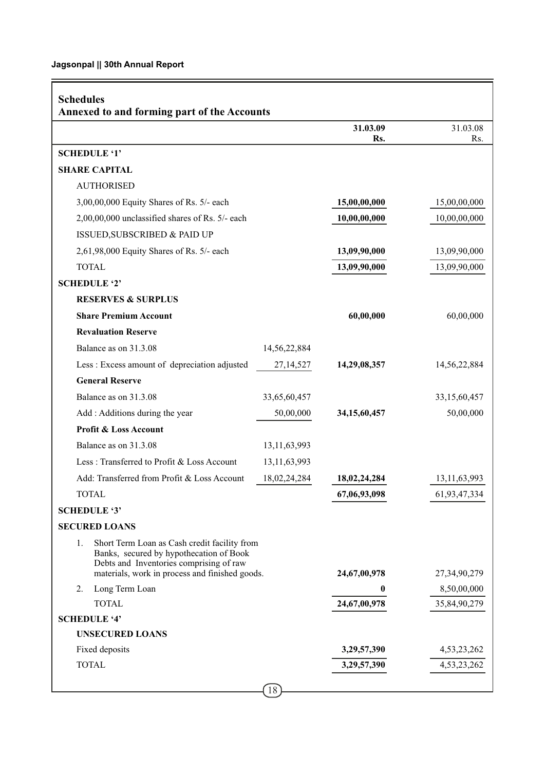## Schedules
### Annexed to and forming part of the Accounts

| | | 31.03.09 Rs. | 31.03.08 Rs. |
|---|---|---|---|
| **SCHEDULE '1'** | | | |
| **SHARE CAPITAL** | | | |
| AUTHORISED | | | |
| 3,00,00,000 Equity Shares of Rs. 5/- each | | **15,00,00,000** | 15,00,00,000 |
| 2,00,00,000 unclassified shares of Rs. 5/- each | | **10,00,00,000** | 10,00,00,000 |
| ISSUED,SUBSCRIBED & PAID UP | | | |
| 2,61,98,000 Equity Shares of Rs. 5/- each | | **13,09,90,000** | 13,09,90,000 |
| TOTAL | | **13,09,90,000** | 13,09,90,000 |
| **SCHEDULE '2'** | | | |
| **RESERVES & SURPLUS** | | | |
| **Share Premium Account** | | **60,00,000** | 60,00,000 |
| **Revaluation Reserve** | | | |
| Balance as on 31.3.08 | 14,56,22,884 | | |
| Less : Excess amount of depreciation adjusted | 27,14,527 | **14,29,08,357** | 14,56,22,884 |
| **General Reserve** | | | |
| Balance as on 31.3.08 | 33,65,60,457 | | 33,15,60,457 |
| Add : Additions during the year | 50,00,000 | **34,15,60,457** | 50,00,000 |
| **Profit & Loss Account** | | | |
| Balance as on 31.3.08 | 13,11,63,993 | | |
| Less : Transferred to Profit & Loss Account | 13,11,63,993 | | |
| Add: Transferred from Profit & Loss Account | 18,02,24,284 | **18,02,24,284** | 13,11,63,993 |
| TOTAL | | **67,06,93,098** | 61,93,47,334 |
| **SCHEDULE '3'** | | | |
| **SECURED LOANS** | | | |
| 1. Short Term Loan as Cash credit facility from Banks, secured by hypothecation of Book Debts and Inventories comprising of raw materials, work in process and finished goods. | | **24,67,00,978** | 27,34,90,279 |
| 2. Long Term Loan | | **0** | 8,50,00,000 |
| TOTAL | | **24,67,00,978** | 35,84,90,279 |
| **SCHEDULE '4'** | | | |
| **UNSECURED LOANS** | | | |
| Fixed deposits | | **3,29,57,390** | 4,53,23,262 |
| TOTAL | | **3,29,57,390** | 4,53,23,262 |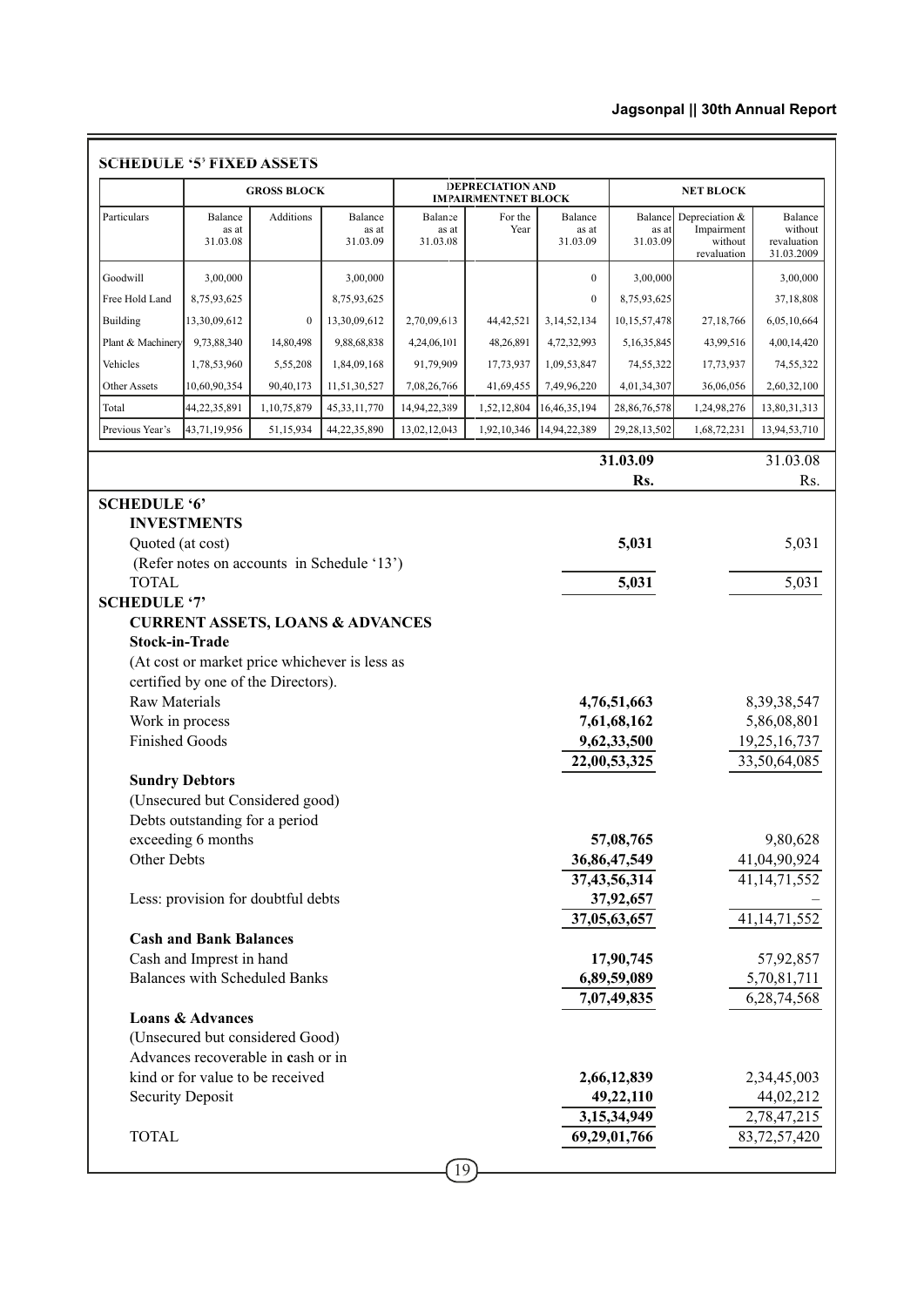## SCHEDULE '5' FIXED ASSETS

| | GROSS BLOCK | | | DEPRECIATION AND IMPAIRMENTNET BLOCK | | | NET BLOCK | | |
|---|---|---|---|---|---|---|---|---|---|
| Particulars | Balance as at 31.03.08 | Additions | Balance as at 31.03.09 | Balance as at 31.03.08 | For the Year | Balance as at 31.03.09 | Balance as at 31.03.09 | Depreciation & Impairment without revaluation | Balance without revaluation 31.03.2009 |
| Goodwill | 3,00,000 | | 3,00,000 | | | 0 | 3,00,000 | | 3,00,000 |
| Free Hold Land | 8,75,93,625 | | 8,75,93,625 | | | 0 | 8,75,93,625 | | 37,18,808 |
| Building | 13,30,09,612 | 0 | 13,30,09,612 | 2,70,09,613 | 44,42,521 | 3,14,52,134 | 10,15,57,478 | 27,18,766 | 6,05,10,664 |
| Plant & Machinery | 9,73,88,340 | 14,80,498 | 9,88,68,838 | 4,24,06,101 | 48,26,891 | 4,72,32,993 | 5,16,35,845 | 43,99,516 | 4,00,14,420 |
| Vehicles | 1,78,53,960 | 5,55,208 | 1,84,09,168 | 91,79,909 | 17,73,937 | 1,09,53,847 | 74,55,322 | 17,73,937 | 74,55,322 |
| Other Assets | 10,60,90,354 | 90,40,173 | 11,51,30,527 | 7,08,26,766 | 41,69,455 | 7,49,96,220 | 4,01,34,307 | 36,06,056 | 2,60,32,100 |
| Total | 44,22,35,891 | 1,10,75,879 | 45,33,11,770 | 14,94,22,389 | 1,52,12,804 | 16,46,35,194 | 28,86,76,578 | 1,24,98,276 | 13,80,31,313 |
| Previous Year's | 43,71,19,956 | 51,15,934 | 44,22,35,890 | 13,02,12,043 | 1,92,10,346 | 14,94,22,389 | 29,28,13,502 | 1,68,72,231 | 13,94,53,710 |

| | 31.03.09 | 31.03.08 |
|---|---|---|
| | **Rs.** | Rs. |
| **SCHEDULE '6'** | | |
| **INVESTMENTS** | | |
| Quoted (at cost) | **5,031** | 5,031 |
| (Refer notes on accounts in Schedule '13') | | |
| TOTAL | **5,031** | 5,031 |
| **SCHEDULE '7'** | | |
| **CURRENT ASSETS, LOANS & ADVANCES** | | |
| **Stock-in-Trade** | | |
| (At cost or market price whichever is less as certified by one of the Directors). | | |
| Raw Materials | **4,76,51,663** | 8,39,38,547 |
| Work in process | **7,61,68,162** | 5,86,08,801 |
| Finished Goods | **9,62,33,500** | 19,25,16,737 |
| | **22,00,53,325** | 33,50,64,085 |
| **Sundry Debtors** | | |
| (Unsecured but Considered good) | | |
| Debts outstanding for a period exceeding 6 months | **57,08,765** | 9,80,628 |
| Other Debts | **36,86,47,549** | 41,04,90,924 |
| | **37,43,56,314** | 41,14,71,552 |
| Less: provision for doubtful debts | **37,92,657** | – |
| | **37,05,63,657** | 41,14,71,552 |
| **Cash and Bank Balances** | | |
| Cash and Imprest in hand | **17,90,745** | 57,92,857 |
| Balances with Scheduled Banks | **6,89,59,089** | 5,70,81,711 |
| | **7,07,49,835** | 6,28,74,568 |
| **Loans & Advances** | | |
| (Unsecured but considered Good) | | |
| Advances recoverable in cash or in kind or for value to be received | **2,66,12,839** | 2,34,45,003 |
| Security Deposit | **49,22,110** | 44,02,212 |
| | **3,15,34,949** | 2,78,47,215 |
| TOTAL | **69,29,01,766** | 83,72,57,420 |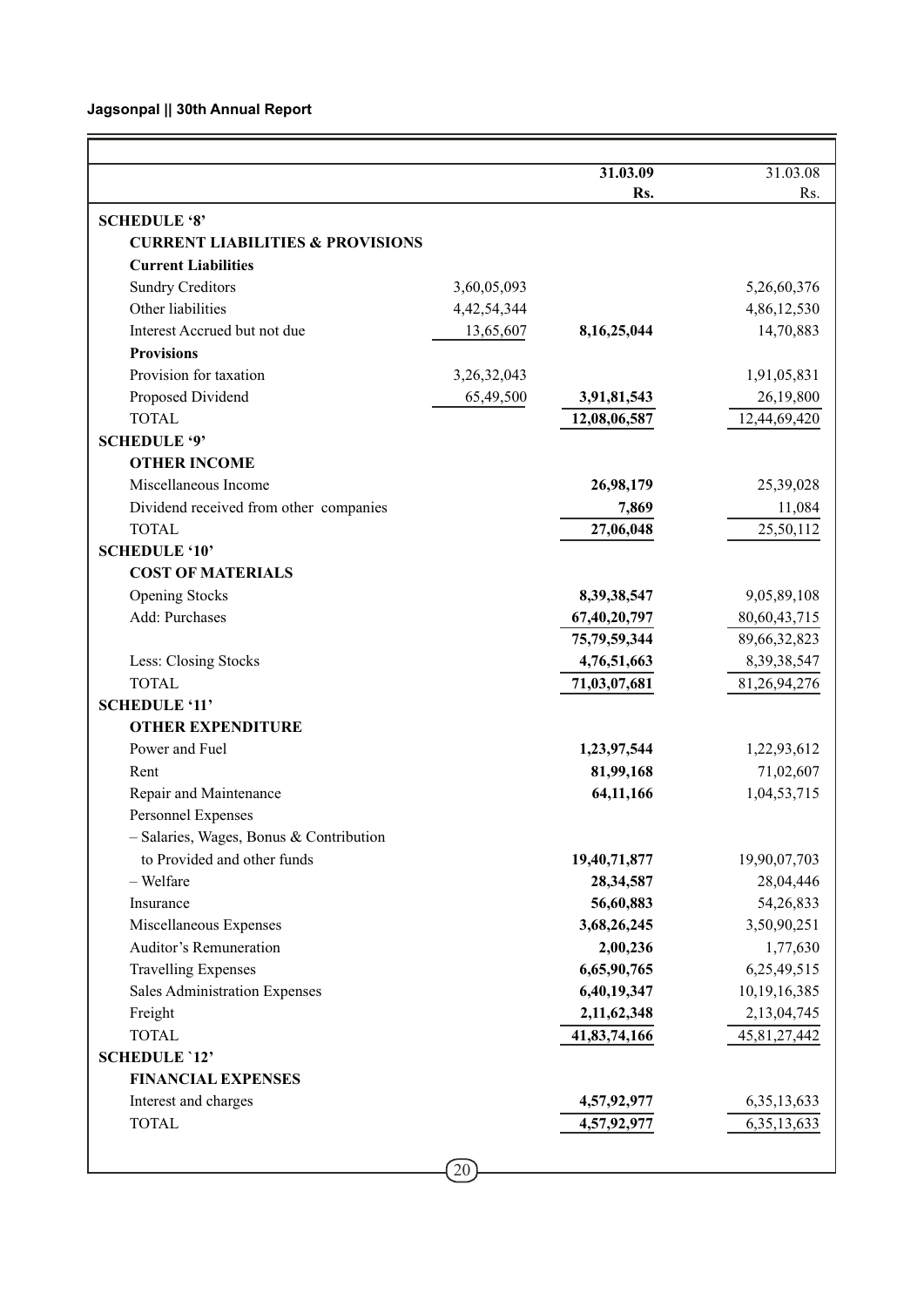| | | 31.03.09 Rs. | 31.03.08 Rs. |
|---|---|---|---|
| **SCHEDULE '8'** | | | |
| **CURRENT LIABILITIES & PROVISIONS** | | | |
| **Current Liabilities** | | | |
| Sundry Creditors | 3,60,05,093 | | 5,26,60,376 |
| Other liabilities | 4,42,54,344 | | 4,86,12,530 |
| Interest Accrued but not due | 13,65,607 | **8,16,25,044** | 14,70,883 |
| **Provisions** | | | |
| Provision for taxation | 3,26,32,043 | | 1,91,05,831 |
| Proposed Dividend | 65,49,500 | **3,91,81,543** | 26,19,800 |
| TOTAL | | **12,08,06,587** | 12,44,69,420 |
| **SCHEDULE '9'** | | | |
| **OTHER INCOME** | | | |
| Miscellaneous Income | | **26,98,179** | 25,39,028 |
| Dividend received from other companies | | **7,869** | 11,084 |
| TOTAL | | **27,06,048** | 25,50,112 |
| **SCHEDULE '10'** | | | |
| **COST OF MATERIALS** | | | |
| Opening Stocks | | **8,39,38,547** | 9,05,89,108 |
| Add: Purchases | | **67,40,20,797** | 80,60,43,715 |
| | | **75,79,59,344** | 89,66,32,823 |
| Less: Closing Stocks | | **4,76,51,663** | 8,39,38,547 |
| TOTAL | | **71,03,07,681** | 81,26,94,276 |
| **SCHEDULE '11'** | | | |
| **OTHER EXPENDITURE** | | | |
| Power and Fuel | | **1,23,97,544** | 1,22,93,612 |
| Rent | | **81,99,168** | 71,02,607 |
| Repair and Maintenance | | **64,11,166** | 1,04,53,715 |
| Personnel Expenses | | | |
| – Salaries, Wages, Bonus & Contribution to Provided and other funds | | **19,40,71,877** | 19,90,07,703 |
| – Welfare | | **28,34,587** | 28,04,446 |
| Insurance | | **56,60,883** | 54,26,833 |
| Miscellaneous Expenses | | **3,68,26,245** | 3,50,90,251 |
| Auditor's Remuneration | | **2,00,236** | 1,77,630 |
| Travelling Expenses | | **6,65,90,765** | 6,25,49,515 |
| Sales Administration Expenses | | **6,40,19,347** | 10,19,16,385 |
| Freight | | **2,11,62,348** | 2,13,04,745 |
| TOTAL | | **41,83,74,166** | 45,81,27,442 |
| **SCHEDULE '12'** | | | |
| **FINANCIAL EXPENSES** | | | |
| Interest and charges | | **4,57,92,977** | 6,35,13,633 |
| TOTAL | | **4,57,92,977** | 6,35,13,633 |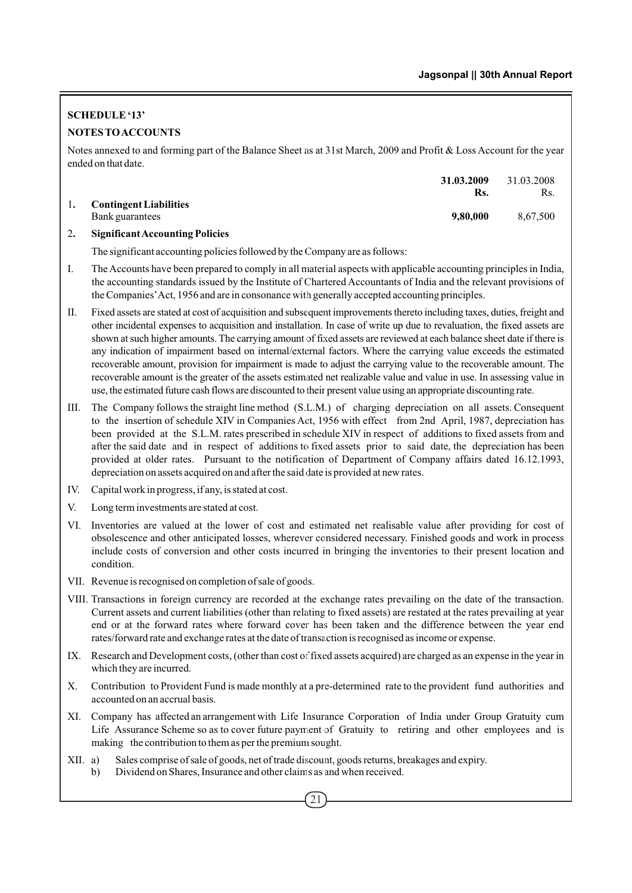**SCHEDULE '13'**

**NOTES TO ACCOUNTS**

Notes annexed to and forming part of the Balance Sheet as at 31st March, 2009 and Profit & Loss Account for the year ended on that date.

| | | **31.03.2009** | 31.03.2008 |
|---|---|---|---|
| | | **Rs.** | Rs. |
| 1**.** | **Contingent Liabilities** | | |
| | Bank guarantees | **9,80,000** | 8,67,500 |

2**.** **Significant Accounting Policies**

The significant accounting policies followed by the Company are as follows:

I. The Accounts have been prepared to comply in all material aspects with applicable accounting principles in India, the accounting standards issued by the Institute of Chartered Accountants of India and the relevant provisions of the Companies' Act, 1956 and are in consonance with generally accepted accounting principles.

II. Fixed assets are stated at cost of acquisition and subsequent improvements thereto including taxes, duties, freight and other incidental expenses to acquisition and installation. In case of write up due to revaluation, the fixed assets are shown at such higher amounts. The carrying amount of fixed assets are reviewed at each balance sheet date if there is any indication of impairment based on internal/external factors. Where the carrying value exceeds the estimated recoverable amount, provision for impairment is made to adjust the carrying value to the recoverable amount. The recoverable amount is the greater of the assets estimated net realizable value and value in use. In assessing value in use, the estimated future cash flows are discounted to their present value using an appropriate discounting rate.

III. The Company follows the straight line method (S.L.M.) of charging depreciation on all assets. Consequent to the insertion of schedule XIV in Companies Act, 1956 with effect from 2nd April, 1987, depreciation has been provided at the S.L.M. rates prescribed in schedule XIV in respect of additions to fixed assets from and after the said date and in respect of additions to fixed assets prior to said date, the depreciation has been provided at older rates. Pursuant to the notification of Department of Company affairs dated 16.12.1993, depreciation on assets acquired on and after the said date is provided at new rates.

IV. Capital work in progress, if any, is stated at cost.

V. Long term investments are stated at cost.

VI. Inventories are valued at the lower of cost and estimated net realisable value after providing for cost of obsolescence and other anticipated losses, wherever considered necessary. Finished goods and work in process include costs of conversion and other costs incurred in bringing the inventories to their present location and condition.

VII. Revenue is recognised on completion of sale of goods.

VIII. Transactions in foreign currency are recorded at the exchange rates prevailing on the date of the transaction. Current assets and current liabilities (other than relating to fixed assets) are restated at the rates prevailing at year end or at the forward rates where forward cover has been taken and the difference between the year end rates/forward rate and exchange rates at the date of transaction is recognised as income or expense.

IX. Research and Development costs, (other than cost of fixed assets acquired) are charged as an expense in the year in which they are incurred.

X. Contribution to Provident Fund is made monthly at a pre-determined rate to the provident fund authorities and accounted on an accrual basis.

XI. Company has affected an arrangement with Life Insurance Corporation of India under Group Gratuity cum Life Assurance Scheme so as to cover future payment of Gratuity to retiring and other employees and is making the contribution to them as per the premium sought.

XII. a) Sales comprise of sale of goods, net of trade discount, goods returns, breakages and expiry.
   b) Dividend on Shares, Insurance and other claims as and when received.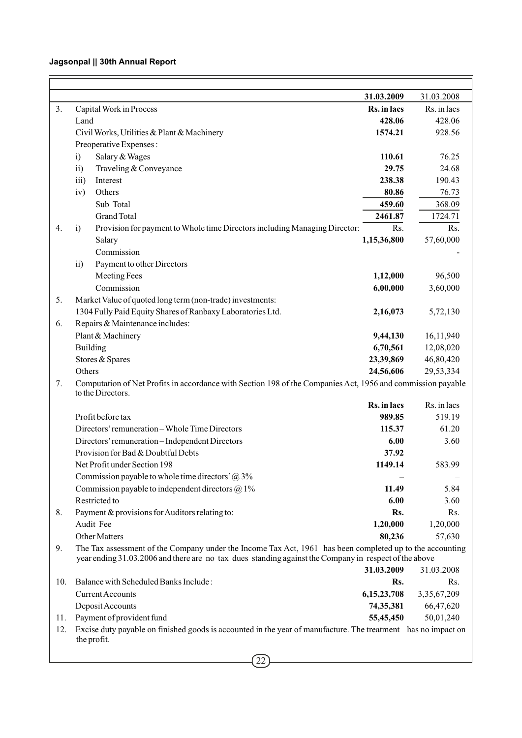| | | 31.03.2009 | 31.03.2008 |
|---|---|---|---|
| 3. | Capital Work in Process | **Rs. in lacs** | Rs. in lacs |
| | Land | **428.06** | 428.06 |
| | Civil Works, Utilities & Plant & Machinery | **1574.21** | 928.56 |
| | Preoperative Expenses : | | |
| | i) Salary & Wages | **110.61** | 76.25 |
| | ii) Traveling & Conveyance | **29.75** | 24.68 |
| | iii) Interest | **238.38** | 190.43 |
| | iv) Others | **80.86** | 76.73 |
| | Sub Total | **459.60** | 368.09 |
| | Grand Total | **2461.87** | 1724.71 |
| 4. | i) Provision for payment to Whole time Directors including Managing Director: | Rs. | Rs. |
| | Salary | **1,15,36,800** | 57,60,000 |
| | Commission | | - |
| | ii) Payment to other Directors | | |
| | Meeting Fees | **1,12,000** | 96,500 |
| | Commission | **6,00,000** | 3,60,000 |
| 5. | Market Value of quoted long term (non-trade) investments: | | |
| | 1304 Fully Paid Equity Shares of Ranbaxy Laboratories Ltd. | **2,16,073** | 5,72,130 |
| 6. | Repairs & Maintenance includes: | | |
| | Plant & Machinery | **9,44,130** | 16,11,940 |
| | Building | **6,70,561** | 12,08,020 |
| | Stores & Spares | **23,39,869** | 46,80,420 |
| | Others | **24,56,606** | 29,53,334 |
| 7. | Computation of Net Profits in accordance with Section 198 of the Companies Act, 1956 and commission payable to the Directors. | | |
| | | **Rs. in lacs** | Rs. in lacs |
| | Profit before tax | **989.85** | 519.19 |
| | Directors' remuneration – Whole Time Directors | **115.37** | 61.20 |
| | Directors' remuneration – Independent Directors | **6.00** | 3.60 |
| | Provision for Bad & Doubtful Debts | **37.92** | |
| | Net Profit under Section 198 | **1149.14** | 583.99 |
| | Commission payable to whole time directors' @ 3% | **–** | – |
| | Commission payable to independent directors @ 1% | **11.49** | 5.84 |
| | Restricted to | **6.00** | 3.60 |
| 8. | Payment & provisions for Auditors relating to: | **Rs.** | Rs. |
| | Audit Fee | **1,20,000** | 1,20,000 |
| | Other Matters | **80,236** | 57,630 |
| 9. | The Tax assessment of the Company under the Income Tax Act, 1961 has been completed up to the accounting year ending 31.03.2006 and there are no tax dues standing against the Company in respect of the above | | |
| | | **31.03.2009** | 31.03.2008 |
| 10. | Balance with Scheduled Banks Include : | **Rs.** | Rs. |
| | Current Accounts | **6,15,23,708** | 3,35,67,209 |
| | Deposit Accounts | **74,35,381** | 66,47,620 |
| 11. | Payment of provident fund | **55,45,450** | 50,01,240 |
| 12. | Excise duty payable on finished goods is accounted in the year of manufacture. The treatment has no impact on the profit. | | |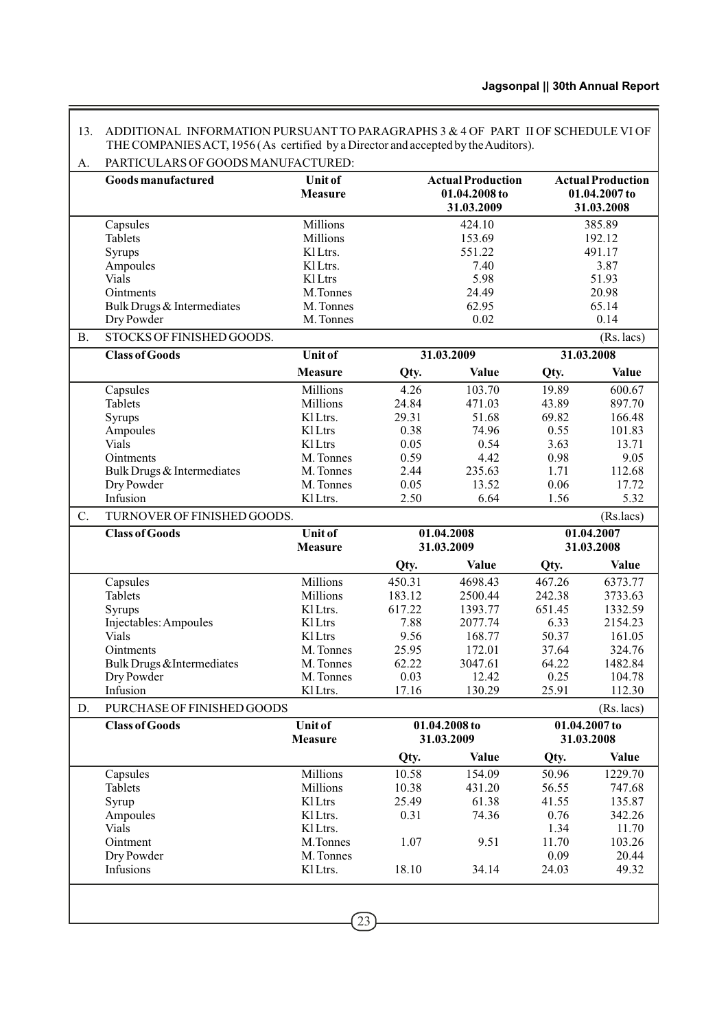13. ADDITIONAL INFORMATION PURSUANT TO PARAGRAPHS 3 & 4 OF PART II OF SCHEDULE VI OF THE COMPANIES ACT, 1956 ( As certified by a Director and accepted by the Auditors).

A. PARTICULARS OF GOODS MANUFACTURED:

| Goods manufactured | Unit of Measure | Actual Production 01.04.2008 to 31.03.2009 | Actual Production 01.04.2007 to 31.03.2008 |
|---|---|---|---|
| Capsules | Millions | 424.10 | 385.89 |
| Tablets | Millions | 153.69 | 192.12 |
| Syrups | Kl Ltrs. | 551.22 | 491.17 |
| Ampoules | Kl Ltrs. | 7.40 | 3.87 |
| Vials | Kl Ltrs | 5.98 | 51.93 |
| Ointments | M.Tonnes | 24.49 | 20.98 |
| Bulk Drugs & Intermediates | M. Tonnes | 62.95 | 65.14 |
| Dry Powder | M. Tonnes | 0.02 | 0.14 |

B. STOCKS OF FINISHED GOODS. (Rs. lacs)

| Class of Goods | Unit of | 31.03.2009 | | 31.03.2008 | |
|---|---|---|---|---|---|
| | Measure | Qty. | Value | Qty. | Value |
| Capsules | Millions | 4.26 | 103.70 | 19.89 | 600.67 |
| Tablets | Millions | 24.84 | 471.03 | 43.89 | 897.70 |
| Syrups | Kl Ltrs. | 29.31 | 51.68 | 69.82 | 166.48 |
| Ampoules | Kl Ltrs | 0.38 | 74.96 | 0.55 | 101.83 |
| Vials | Kl Ltrs | 0.05 | 0.54 | 3.63 | 13.71 |
| Ointments | M. Tonnes | 0.59 | 4.42 | 0.98 | 9.05 |
| Bulk Drugs & Intermediates | M. Tonnes | 2.44 | 235.63 | 1.71 | 112.68 |
| Dry Powder | M. Tonnes | 0.05 | 13.52 | 0.06 | 17.72 |
| Infusion | Kl Ltrs. | 2.50 | 6.64 | 1.56 | 5.32 |

C. TURNOVER OF FINISHED GOODS. (Rs.lacs)

| Class of Goods | Unit of Measure | 01.04.2008 31.03.2009 | | 01.04.2007 31.03.2008 | |
|---|---|---|---|---|---|
| | | Qty. | Value | Qty. | Value |
| Capsules | Millions | 450.31 | 4698.43 | 467.26 | 6373.77 |
| Tablets | Millions | 183.12 | 2500.44 | 242.38 | 3733.63 |
| Syrups | Kl Ltrs. | 617.22 | 1393.77 | 651.45 | 1332.59 |
| Injectables: Ampoules | Kl Ltrs | 7.88 | 2077.74 | 6.33 | 2154.23 |
| Vials | Kl Ltrs | 9.56 | 168.77 | 50.37 | 161.05 |
| Ointments | M. Tonnes | 25.95 | 172.01 | 37.64 | 324.76 |
| Bulk Drugs & Intermediates | M. Tonnes | 62.22 | 3047.61 | 64.22 | 1482.84 |
| Dry Powder | M. Tonnes | 0.03 | 12.42 | 0.25 | 104.78 |
| Infusion | Kl Ltrs. | 17.16 | 130.29 | 25.91 | 112.30 |

D. PURCHASE OF FINISHED GOODS (Rs. lacs)

| Class of Goods | Unit of Measure | 01.04.2008 to 31.03.2009 | | 01.04.2007 to 31.03.2008 | |
|---|---|---|---|---|---|
| | | Qty. | Value | Qty. | Value |
| Capsules | Millions | 10.58 | 154.09 | 50.96 | 1229.70 |
| Tablets | Millions | 10.38 | 431.20 | 56.55 | 747.68 |
| Syrup | Kl Ltrs | 25.49 | 61.38 | 41.55 | 135.87 |
| Ampoules | Kl Ltrs. | 0.31 | 74.36 | 0.76 | 342.26 |
| Vials | Kl Ltrs. | | | 1.34 | 11.70 |
| Ointment | M.Tonnes | 1.07 | 9.51 | 11.70 | 103.26 |
| Dry Powder | M. Tonnes | | | 0.09 | 20.44 |
| Infusions | Kl Ltrs. | 18.10 | 34.14 | 24.03 | 49.32 |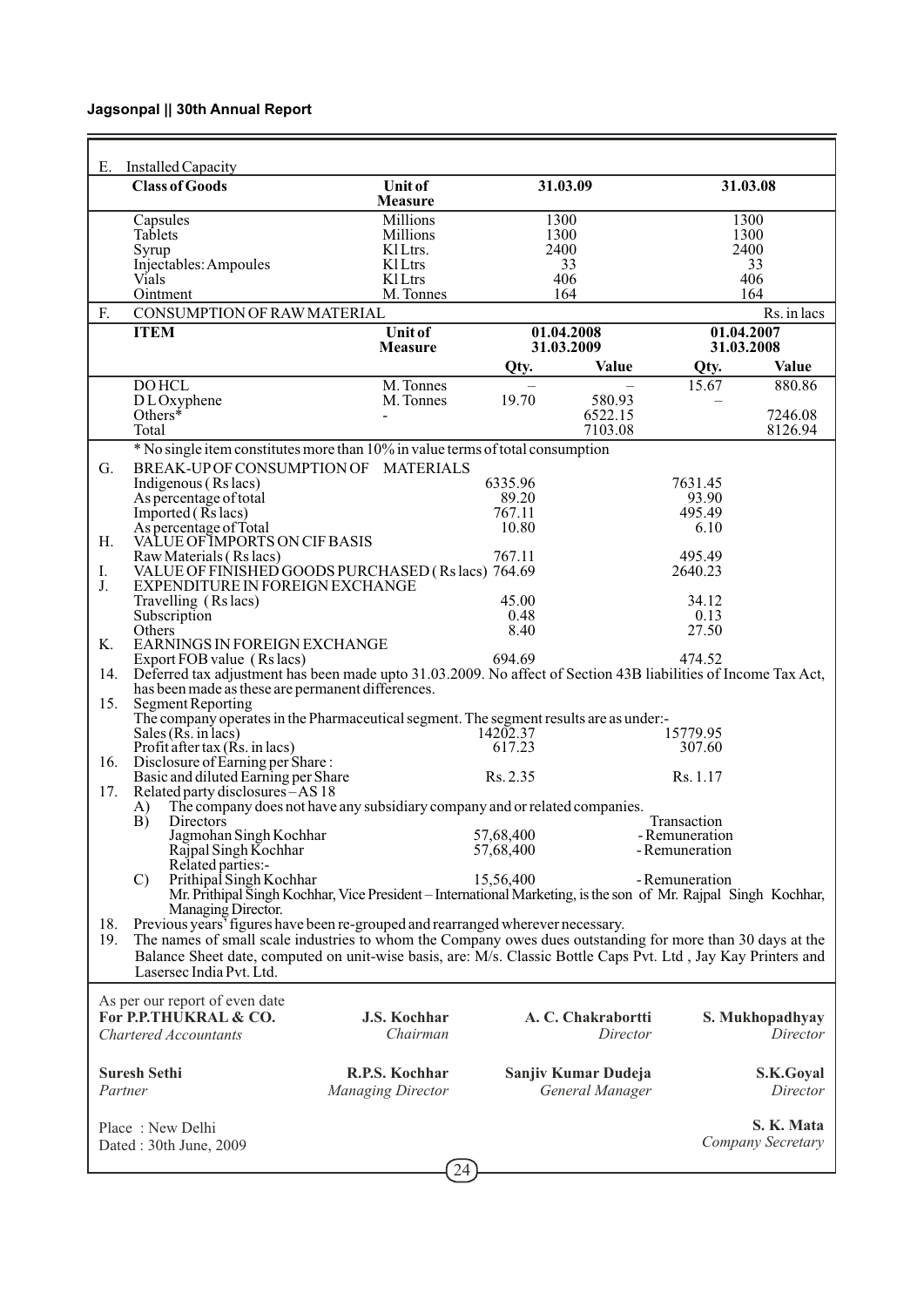E. Installed Capacity

| Class of Goods | Unit of Measure | 31.03.09 | 31.03.08 |
|---|---|---|---|
| Capsules | Millions | 1300 | 1300 |
| Tablets | Millions | 1300 | 1300 |
| Syrup | Kl Ltrs. | 2400 | 2400 |
| Injectables: Ampoules | Kl Ltrs | 33 | 33 |
| Vials | Kl Ltrs | 406 | 406 |
| Ointment | M. Tonnes | 164 | 164 |

F. CONSUMPTION OF RAW MATERIAL — Rs. in lacs

| ITEM | Unit of Measure | 01.04.2008 31.03.2009 | | 01.04.2007 31.03.2008 | |
|---|---|---|---|---|---|
| | | Qty. | Value | Qty. | Value |
| DO HCL | M. Tonnes | – | – | 15.67 | 880.86 |
| D L Oxyphene | M. Tonnes | 19.70 | 580.93 | – | |
| Others* | - | | 6522.15 | | 7246.08 |
| Total | | | 7103.08 | | 8126.94 |

* No single item constitutes more than 10% in value terms of total consumption

| | | 31.03.2009 | 31.03.2008 |
|---|---|---|---|
| G. | BREAK-UP OF CONSUMPTION OF MATERIALS | | |
| | Indigenous (Rs lacs) | 6335.96 | 7631.45 |
| | As percentage of total | 89.20 | 93.90 |
| | Imported (Rs lacs) | 767.11 | 495.49 |
| | As percentage of Total | 10.80 | 6.10 |
| H. | VALUE OF IMPORTS ON CIF BASIS | | |
| | Raw Materials (Rs lacs) | 767.11 | 495.49 |
| I. | VALUE OF FINISHED GOODS PURCHASED (Rs lacs) | 764.69 | 2640.23 |
| J. | EXPENDITURE IN FOREIGN EXCHANGE | | |
| | Travelling (Rs lacs) | 45.00 | 34.12 |
| | Subscription | 0.48 | 0.13 |
| | Others | 8.40 | 27.50 |
| K. | EARNINGS IN FOREIGN EXCHANGE | | |
| | Export FOB value (Rs lacs) | 694.69 | 474.52 |

14. Deferred tax adjustment has been made upto 31.03.2009. No affect of Section 43B liabilities of Income Tax Act, has been made as these are permanent differences.

15. Segment Reporting

The company operates in the Pharmaceutical segment. The segment results are as under:-

| | | |
|---|---|---|
| Sales (Rs. in lacs) | 14202.37 | 15779.95 |
| Profit after tax (Rs. in lacs) | 617.23 | 307.60 |

16. Disclosure of Earning per Share :

| | | |
|---|---|---|
| Basic and diluted Earning per Share | Rs. 2.35 | Rs. 1.17 |

17. Related party disclosures – AS 18

A) The company does not have any subsidiary company and or related companies.

| | | Transaction |
|---|---|---|
| B) Directors | | |
| Jagmohan Singh Kochhar | 57,68,400 | - Remuneration |
| Rajpal Singh Kochhar | 57,68,400 | - Remuneration |
| Related parties:- | | |
| C) Prithipal Singh Kochhar | 15,56,400 | - Remuneration |

Mr. Prithipal Singh Kochhar, Vice President – International Marketing, is the son of Mr. Rajpal Singh Kochhar, Managing Director.

18. Previous years' figures have been re-grouped and rearranged wherever necessary.

19. The names of small scale industries to whom the Company owes dues outstanding for more than 30 days at the Balance Sheet date, computed on unit-wise basis, are: M/s. Classic Bottle Caps Pvt. Ltd , Jay Kay Printers and Lasersec India Pvt. Ltd.

As per our report of even date
**For P.P.THUKRAL & CO.**
*Chartered Accountants*

**Suresh Sethi**
*Partner*

Place : New Delhi
Dated : 30th June, 2009

**J.S. Kochhar**
*Chairman*

**R.P.S. Kochhar**
*Managing Director*

**A. C. Chakrabortti**
*Director*

**Sanjiv Kumar Dudeja**
*General Manager*

**S. Mukhopadhyay**
*Director*

**S.K.Goyal**
*Director*

**S. K. Mata**
*Company Secretary*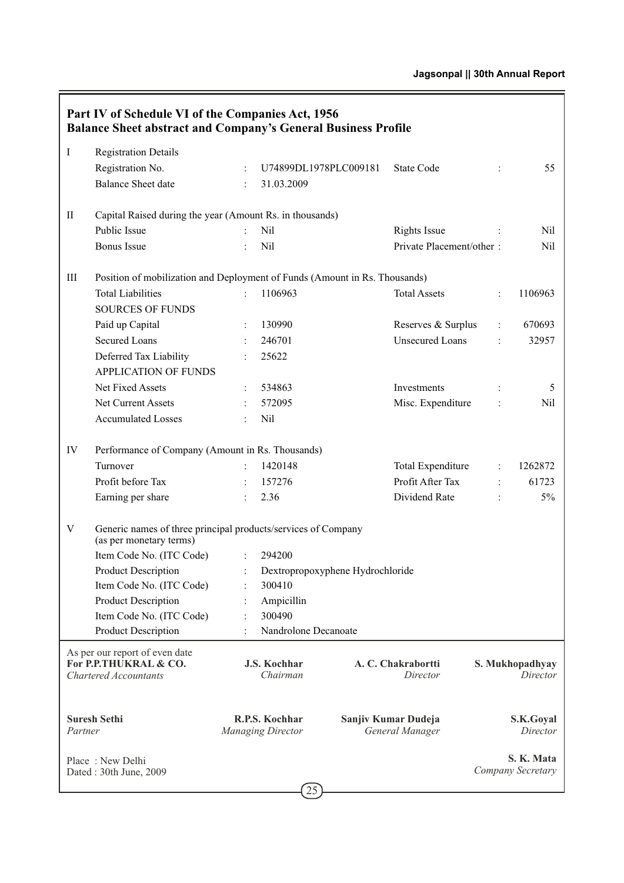## Part IV of Schedule VI of the Companies Act, 1956
## Balance Sheet abstract and Company's General Business Profile

| | | | | | | |
|---|---|---|---|---|---|---|
| I | **Registration Details** | | | | | |
| | Registration No. | : | U74899DL1978PLC009181 | State Code | : | 55 |
| | Balance Sheet date | : | 31.03.2009 | | | |
| II | **Capital Raised during the year (Amount Rs. in thousands)** | | | | | |
| | Public Issue | : | Nil | Rights Issue | : | Nil |
| | Bonus Issue | : | Nil | Private Placement/other | : | Nil |
| III | **Position of mobilization and Deployment of Funds (Amount in Rs. Thousands)** | | | | | |
| | Total Liabilities | : | 1106963 | Total Assets | : | 1106963 |
| | SOURCES OF FUNDS | | | | | |
| | Paid up Capital | : | 130990 | Reserves & Surplus | : | 670693 |
| | Secured Loans | : | 246701 | Unsecured Loans | : | 32957 |
| | Deferred Tax Liability | : | 25622 | | | |
| | APPLICATION OF FUNDS | | | | | |
| | Net Fixed Assets | : | 534863 | Investments | : | 5 |
| | Net Current Assets | : | 572095 | Misc. Expenditure | : | Nil |
| | Accumulated Losses | : | Nil | | | |
| IV | **Performance of Company (Amount in Rs. Thousands)** | | | | | |
| | Turnover | : | 1420148 | Total Expenditure | : | 1262872 |
| | Profit before Tax | : | 157276 | Profit After Tax | : | 61723 |
| | Earning per share | : | 2.36 | Dividend Rate | : | 5% |
| V | **Generic names of three principal products/services of Company (as per monetary terms)** | | | | | |
| | Item Code No. (ITC Code) | : | 294200 | | | |
| | Product Description | : | Dextropropoxyphene Hydrochloride | | | |
| | Item Code No. (ITC Code) | : | 300410 | | | |
| | Product Description | : | Ampicillin | | | |
| | Item Code No. (ITC Code) | : | 300490 | | | |
| | Product Description | : | Nandrolone Decanoate | | | |

As per our report of even date
**For P.P.THUKRAL & CO.**
*Chartered Accountants*

**J.S. Kochhar**
*Chairman*

**A. C. Chakrabortti**
*Director*

**S. Mukhopadhyay**
*Director*

**Suresh Sethi**
*Partner*

**R.P.S. Kochhar**
*Managing Director*

**Sanjiv Kumar Dudeja**
*General Manager*

**S.K.Goyal**
*Director*

Place : New Delhi
Dated : 30th June, 2009

**S. K. Mata**
*Company Secretary*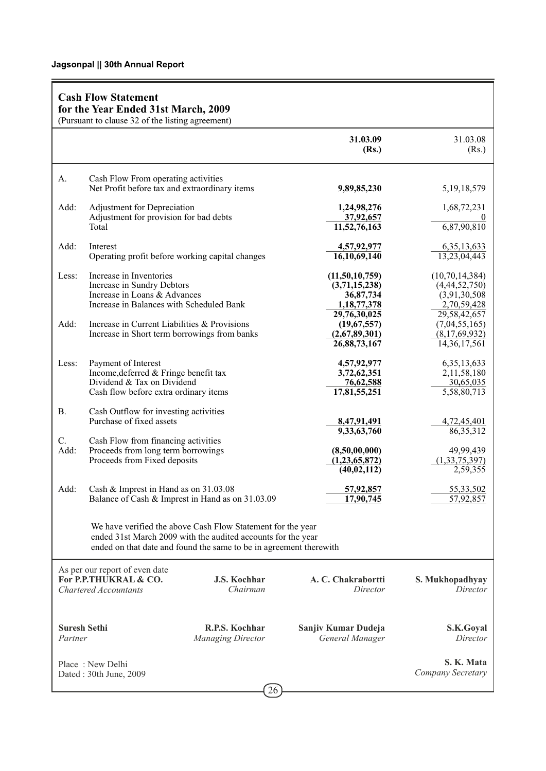## Cash Flow Statement

### for the Year Ended 31st March, 2009

(Pursuant to clause 32 of the listing agreement)

| | | 31.03.09 (Rs.) | 31.03.08 (Rs.) |
|---|---|---|---|
| A. | Cash Flow From operating activities | | |
| | Net Profit before tax and extraordinary items | **9,89,85,230** | 5,19,18,579 |
| Add: | Adjustment for Depreciation | **1,24,98,276** | 1,68,72,231 |
| | Adjustment for provision for bad debts | **37,92,657** | 0 |
| | Total | **11,52,76,163** | 6,87,90,810 |
| Add: | Interest | **4,57,92,977** | 6,35,13,633 |
| | Operating profit before working capital changes | **16,10,69,140** | 13,23,04,443 |
| Less: | Increase in Inventories | **(11,50,10,759)** | (10,70,14,384) |
| | Increase in Sundry Debtors | **(3,71,15,238)** | (4,44,52,750) |
| | Increase in Loans & Advances | **36,87,734** | (3,91,30,508 |
| | Increase in Balances with Scheduled Bank | **1,18,77,378** | 2,70,59,428 |
| | | **29,76,30,025** | 29,58,42,657 |
| Add: | Increase in Current Liabilities & Provisions | **(19,67,557)** | (7,04,55,165) |
| | Increase in Short term borrowings from banks | **(2,67,89,301)** | (8,17,69,932) |
| | | **26,88,73,167** | 14,36,17,561 |
| Less: | Payment of Interest | **4,57,92,977** | 6,35,13,633 |
| | Income,deferred & Fringe benefit tax | **3,72,62,351** | 2,11,58,180 |
| | Dividend & Tax on Dividend | **76,62,588** | 30,65,035 |
| | Cash flow before extra ordinary items | **17,81,55,251** | 5,58,80,713 |
| B. | Cash Outflow for investing activities | | |
| | Purchase of fixed assets | **8,47,91,491** | 4,72,45,401 |
| | | **9,33,63,760** | 86,35,312 |
| C. | Cash Flow from financing activities | | |
| Add: | Proceeds from long term borrowings | **(8,50,00,000)** | 49,99,439 |
| | Proceeds from Fixed deposits | **(1,23,65,872)** | (1,33,75,397) |
| | | **(40,02,112)** | 2,59,355 |
| Add: | Cash & Imprest in Hand as on 31.03.08 | **57,92,857** | 55,33,502 |
| | Balance of Cash & Imprest in Hand as on 31.03.09 | **17,90,745** | 57,92,857 |

We have verified the above Cash Flow Statement for the year ended 31st March 2009 with the audited accounts for the year ended on that date and found the same to be in agreement therewith

As per our report of even date
**For P.P.THUKRAL & CO.**
*Chartered Accountants*

**J.S. Kochhar**
*Chairman*

**A. C. Chakrabortti**
*Director*

**S. Mukhopadhyay**
*Director*

**Suresh Sethi**
*Partner*

**R.P.S. Kochhar**
*Managing Director*

**Sanjiv Kumar Dudeja**
*General Manager*

**S.K.Goyal**
*Director*

Place : New Delhi
Dated : 30th June, 2009

**S. K. Mata**
*Company Secretary*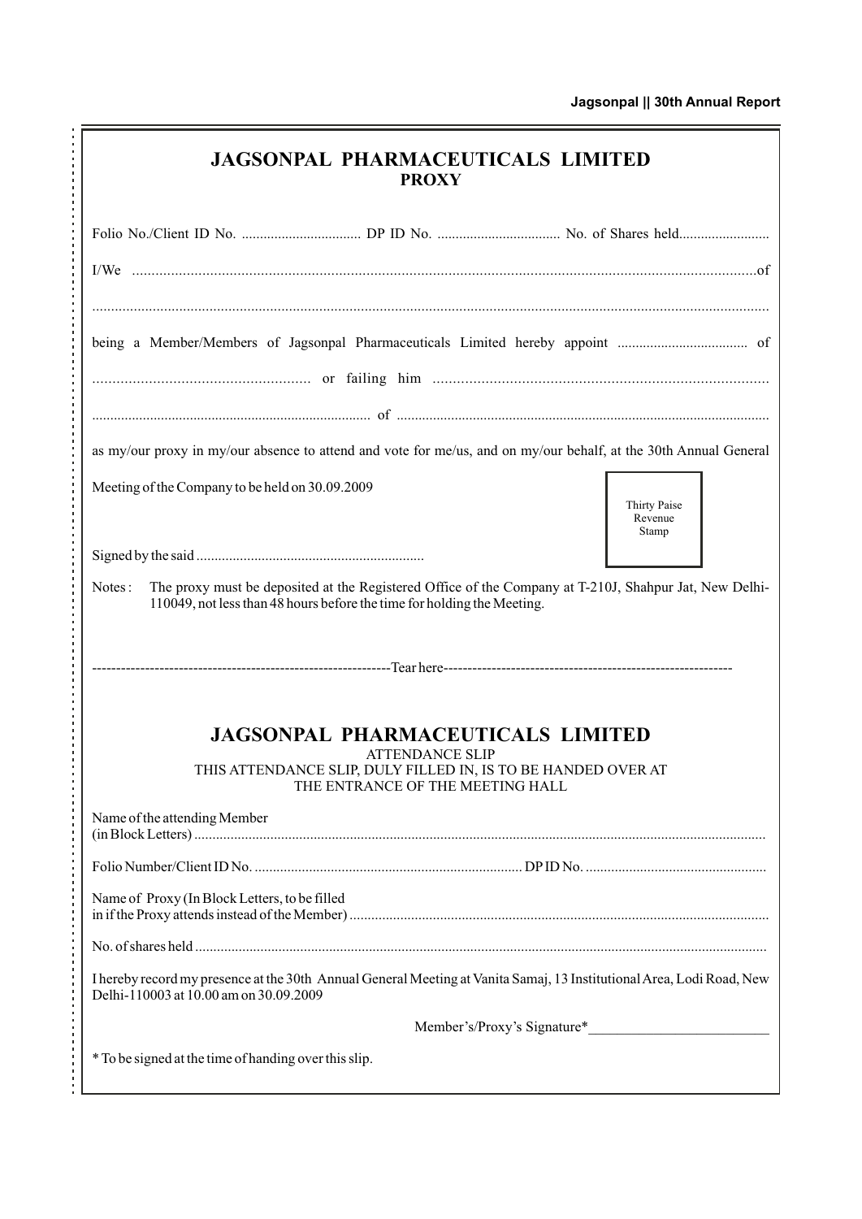# JAGSONPAL PHARMACEUTICALS LIMITED

## PROXY

Folio No./Client ID No. ................................ DP ID No. ................................ No. of Shares held........................

I/We ..........................................................................................................................................................of

..........................................................................................................................................................................

being a Member/Members of Jagsonpal Pharmaceuticals Limited hereby appoint .................................. of

..................................................... or failing him ...................................................................................

........................................................................... of ......................................................................................................

as my/our proxy in my/our absence to attend and vote for me/us, and on my/our behalf, at the 30th Annual General Meeting of the Company to be held on 30.09.2009

Thirty Paise Revenue Stamp

Signed by the said ..............................................................

Notes : The proxy must be deposited at the Registered Office of the Company at T-210J, Shahpur Jat, New Delhi-110049, not less than 48 hours before the time for holding the Meeting.

--------------------------------------------------------------Tear here-----------------------------------------------------------

# JAGSONPAL PHARMACEUTICALS LIMITED

ATTENDANCE SLIP

THIS ATTENDANCE SLIP, DULY FILLED IN, IS TO BE HANDED OVER AT THE ENTRANCE OF THE MEETING HALL

Name of the attending Member (in Block Letters) ..........................................................................................................................................

Folio Number/Client ID No. ......................................................................... DP ID No. ................................................

Name of Proxy (In Block Letters, to be filled in if the Proxy attends instead of the Member) .................................................................................................................

No. of shares held ..........................................................................................................................................................

I hereby record my presence at the 30th Annual General Meeting at Vanita Samaj, 13 Institutional Area, Lodi Road, New Delhi-110003 at 10.00 am on 30.09.2009

Member's/Proxy's Signature*________________________

* To be signed at the time of handing over this slip.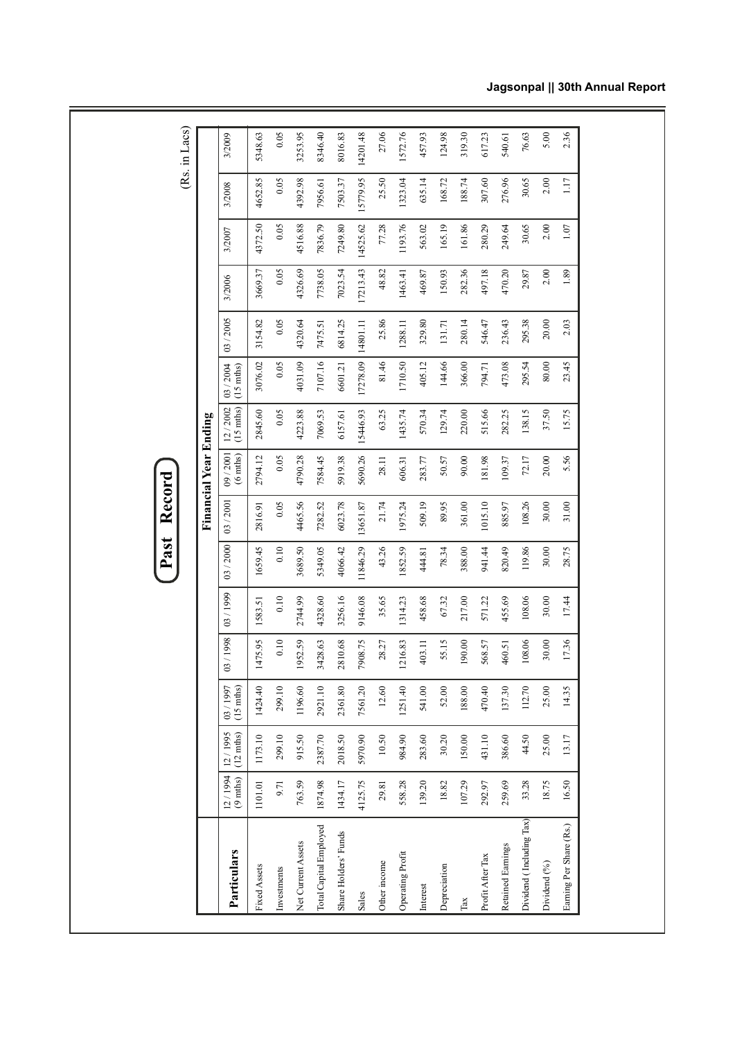# Past Record

(Rs. in Lacs)

| Particulars | Financial Year Ending | | | | | | | | | | | | | | |
|---|---|---|---|---|---|---|---|---|---|---|---|---|---|---|---|
| | 12 / 1994 (9 mths) | 12 / 1995 (12 mths) | 03 / 1997 (15 mths) | 03 / 1998 | 03 / 1999 | 03 / 2000 | 03 / 2001 | 09 / 2001 (6 mths) | 12 / 2002 (15 mths) | 03 / 2004 (15 mths) | 03 / 2005 | 3/2006 | 3/2007 | 3/2008 | 3/2009 |
| Fixed Assets | 1101.01 | 1173.10 | 1424.40 | 1475.95 | 1583.51 | 1659.45 | 2816.91 | 2794.12 | 2845.60 | 3076.02 | 3154.82 | 3669.37 | 4372.50 | 4652.85 | 5348.63 |
| Investments | 9.71 | 299.10 | 299.10 | 0.10 | 0.10 | 0.10 | 0.05 | 0.05 | 0.05 | 0.05 | 0.05 | 0.05 | 0.05 | 0.05 | 0.05 |
| Net Current Assets | 763.59 | 915.50 | 1196.60 | 1952.59 | 2744.99 | 3689.50 | 4465.56 | 4790.28 | 4223.88 | 4031.09 | 4320.64 | 4326.69 | 4516.88 | 4392.98 | 3253.95 |
| Total Capital Employed | 1874.98 | 2387.70 | 2921.10 | 3428.63 | 4328.60 | 5349.05 | 7282.52 | 7584.45 | 7069.53 | 7107.16 | 7475.51 | 7738.05 | 7836.79 | 7956.61 | 8346.40 |
| Share Holders' Funds | 1434.17 | 2018.50 | 2361.80 | 2810.68 | 3256.16 | 4066.42 | 6023.78 | 5919.38 | 6157.61 | 6601.21 | 6814.25 | 7023.54 | 7249.80 | 7503.37 | 8016.83 |
| Sales | 4125.75 | 5970.90 | 7561.20 | 7908.75 | 9146.08 | 11846.29 | 13651.87 | 5690.26 | 15446.93 | 17278.09 | 14801.11 | 17213.43 | 14525.62 | 15779.95 | 14201.48 |
| Other income | 29.81 | 10.50 | 12.60 | 28.27 | 35.65 | 43.26 | 21.74 | 28.11 | 63.25 | 81.46 | 25.86 | 48.82 | 77.28 | 25.50 | 27.06 |
| Operating Profit | 558.28 | 984.90 | 1251.40 | 1216.83 | 1314.23 | 1852.59 | 1975.24 | 606.31 | 1435.74 | 1710.50 | 1288.11 | 1463.41 | 1193.76 | 1323.04 | 1572.76 |
| Interest | 139.20 | 283.60 | 541.00 | 403.11 | 458.68 | 444.81 | 509.19 | 283.77 | 570.34 | 405.12 | 329.80 | 469.87 | 563.02 | 635.14 | 457.93 |
| Depreciation | 18.82 | 30.20 | 52.00 | 55.15 | 67.32 | 78.34 | 89.95 | 50.57 | 129.74 | 144.66 | 131.71 | 150.93 | 165.19 | 168.72 | 124.98 |
| Tax | 107.29 | 150.00 | 188.00 | 190.00 | 217.00 | 388.00 | 361.00 | 90.00 | 220.00 | 366.00 | 280.14 | 282.36 | 161.86 | 188.74 | 319.30 |
| Profit After Tax | 292.97 | 431.10 | 470.40 | 568.57 | 571.22 | 941.44 | 1015.10 | 181.98 | 515.66 | 794.71 | 546.47 | 497.18 | 280.29 | 307.60 | 617.23 |
| Retained Earnings | 259.69 | 386.60 | 137.30 | 460.51 | 455.69 | 820.49 | 885.97 | 109.37 | 282.25 | 473.08 | 236.43 | 470.20 | 249.64 | 276.96 | 540.61 |
| Dividend ( Including Tax) | 33.28 | 44.50 | 112.70 | 108.06 | 108.06 | 119.86 | 108.26 | 72.17 | 138.15 | 295.54 | 295.38 | 29.87 | 30.65 | 30.65 | 76.63 |
| Dividend (%) | 18.75 | 25.00 | 25.00 | 30.00 | 30.00 | 30.00 | 30.00 | 20.00 | 37.50 | 80.00 | 20.00 | 2.00 | 2.00 | 2.00 | 5.00 |
| Earning Per Share (Rs.) | 16.50 | 13.17 | 14.35 | 17.36 | 17.44 | 28.75 | 31.00 | 5.56 | 15.75 | 23.45 | 2.03 | 1.89 | 1.07 | 1.17 | 2.36 |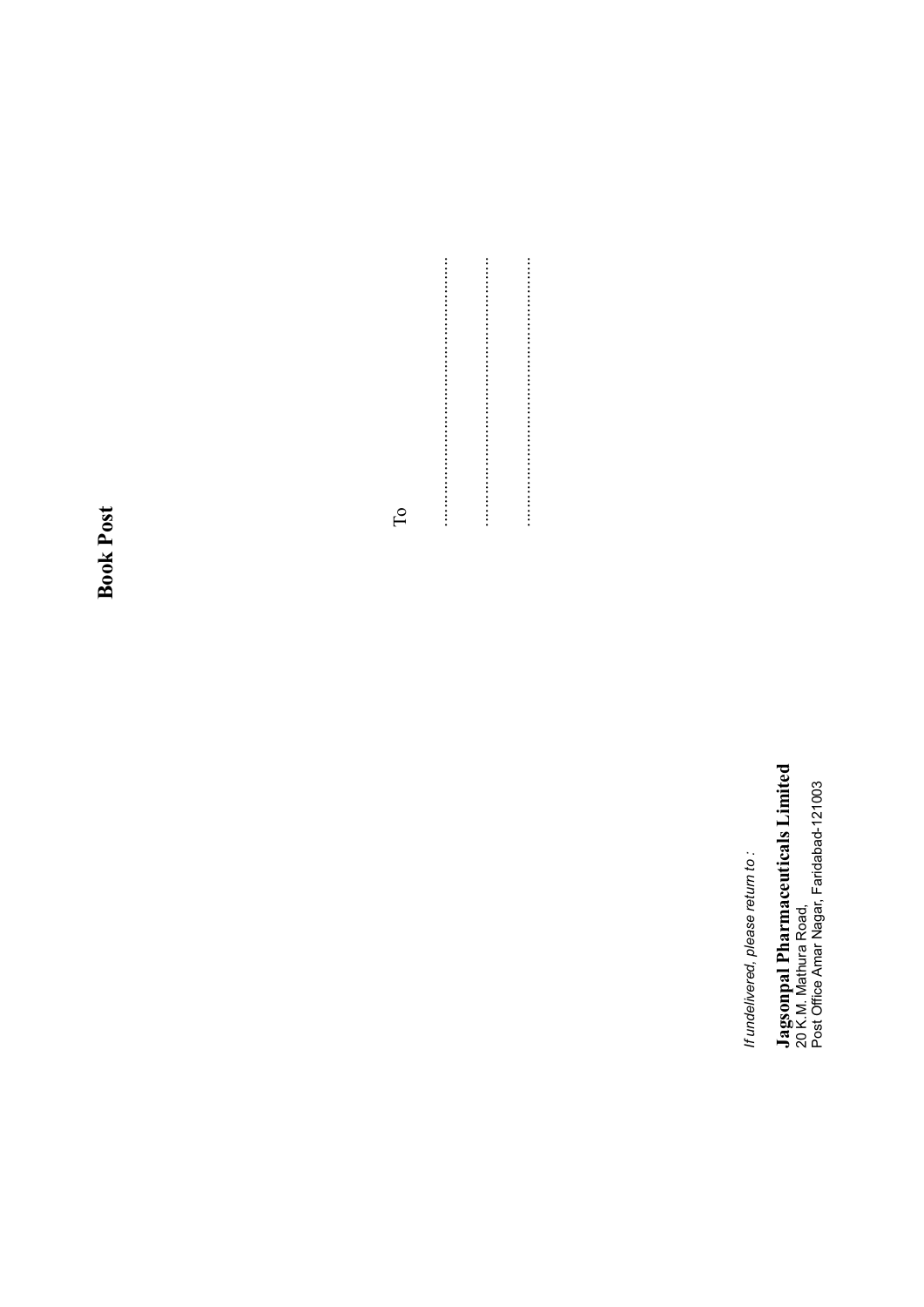**Book Post**

To

..................................................

..................................................

..................................................

*If undelivered, please return to :*

**Jagsonpal Pharmaceuticals Limited**
20 K.M. Mathura Road,
Post Office Amar Nagar, Faridabad-121003